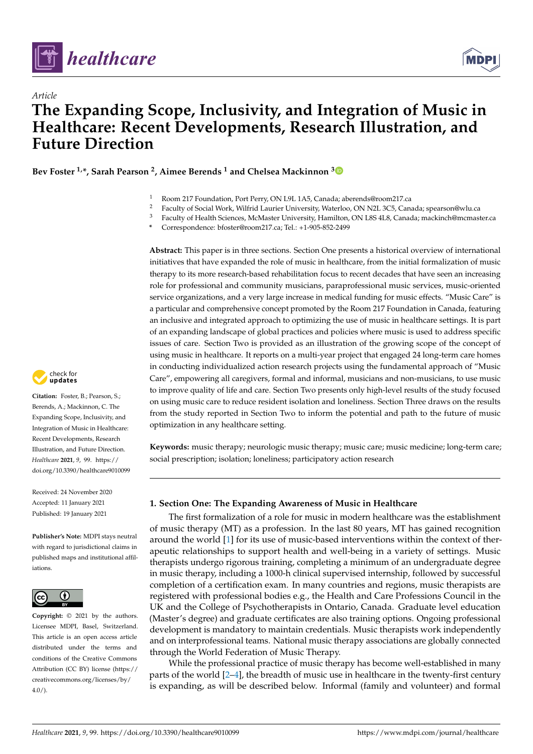Article

# The Expanding Scope, Inclusivity, and Integration of Music in Healthcare: Recent Developments, Research Illustration, and Future Direction

**Bev Foster [1,*], Sarah Pearson [2], Aimee Berends [1] and Chelsea Mackinnon [3]**

[1] Room 217 Foundation, Port Perry, ON L9L 1A5, Canada; aberends@room217.ca
[2] Faculty of Social Work, Wilfrid Laurier University, Waterloo, ON N2L 3C5, Canada; spearson@wlu.ca
[3] Faculty of Health Sciences, McMaster University, Hamilton, ON L8S 4L8, Canada; mackinch@mcmaster.ca
* Correspondence: bfoster@room217.ca; Tel.: +1-905-852-2499

**Abstract:** This paper is in three sections. Section One presents a historical overview of international initiatives that have expanded the role of music in healthcare, from the initial formalization of music therapy to its more research-based rehabilitation focus to recent decades that have seen an increasing role for professional and community musicians, paraprofessional music services, music-oriented service organizations, and a very large increase in medical funding for music effects. "Music Care" is a particular and comprehensive concept promoted by the Room 217 Foundation in Canada, featuring an inclusive and integrated approach to optimizing the use of music in healthcare settings. It is part of an expanding landscape of global practices and policies where music is used to address specific issues of care. Section Two is provided as an illustration of the growing scope of the concept of using music in healthcare. It reports on a multi-year project that engaged 24 long-term care homes in conducting individualized action research projects using the fundamental approach of "Music Care", empowering all caregivers, formal and informal, musicians and non-musicians, to use music to improve quality of life and care. Section Two presents only high-level results of the study focused on using music care to reduce resident isolation and loneliness. Section Three draws on the results from the study reported in Section Two to inform the potential and path to the future of music optimization in any healthcare setting.

**Keywords:** music therapy; neurologic music therapy; music care; music medicine; long-term care; social prescription; isolation; loneliness; participatory action research

**Citation:** Foster, B.; Pearson, S.; Berends, A.; Mackinnon, C. The Expanding Scope, Inclusivity, and Integration of Music in Healthcare: Recent Developments, Research Illustration, and Future Direction. *Healthcare* **2021**, *9*, 99. https://doi.org/10.3390/healthcare9010099

Received: 24 November 2020
Accepted: 11 January 2021
Published: 19 January 2021

**Publisher's Note:** MDPI stays neutral with regard to jurisdictional claims in published maps and institutional affiliations.

**Copyright:** © 2021 by the authors. Licensee MDPI, Basel, Switzerland. This article is an open access article distributed under the terms and conditions of the Creative Commons Attribution (CC BY) license (https://creativecommons.org/licenses/by/4.0/).

## 1. Section One: The Expanding Awareness of Music in Healthcare

The first formalization of a role for music in modern healthcare was the establishment of music therapy (MT) as a profession. In the last 80 years, MT has gained recognition around the world [1] for its use of music-based interventions within the context of therapeutic relationships to support health and well-being in a variety of settings. Music therapists undergo rigorous training, completing a minimum of an undergraduate degree in music therapy, including a 1000-h clinical supervised internship, followed by successful completion of a certification exam. In many countries and regions, music therapists are registered with professional bodies e.g., the Health and Care Professions Council in the UK and the College of Psychotherapists in Ontario, Canada. Graduate level education (Master's degree) and graduate certificates are also training options. Ongoing professional development is mandatory to maintain credentials. Music therapists work independently and on interprofessional teams. National music therapy associations are globally connected through the World Federation of Music Therapy.

While the professional practice of music therapy has become well-established in many parts of the world [2–4], the breadth of music use in healthcare in the twenty-first century is expanding, as will be described below. Informal (family and volunteer) and formal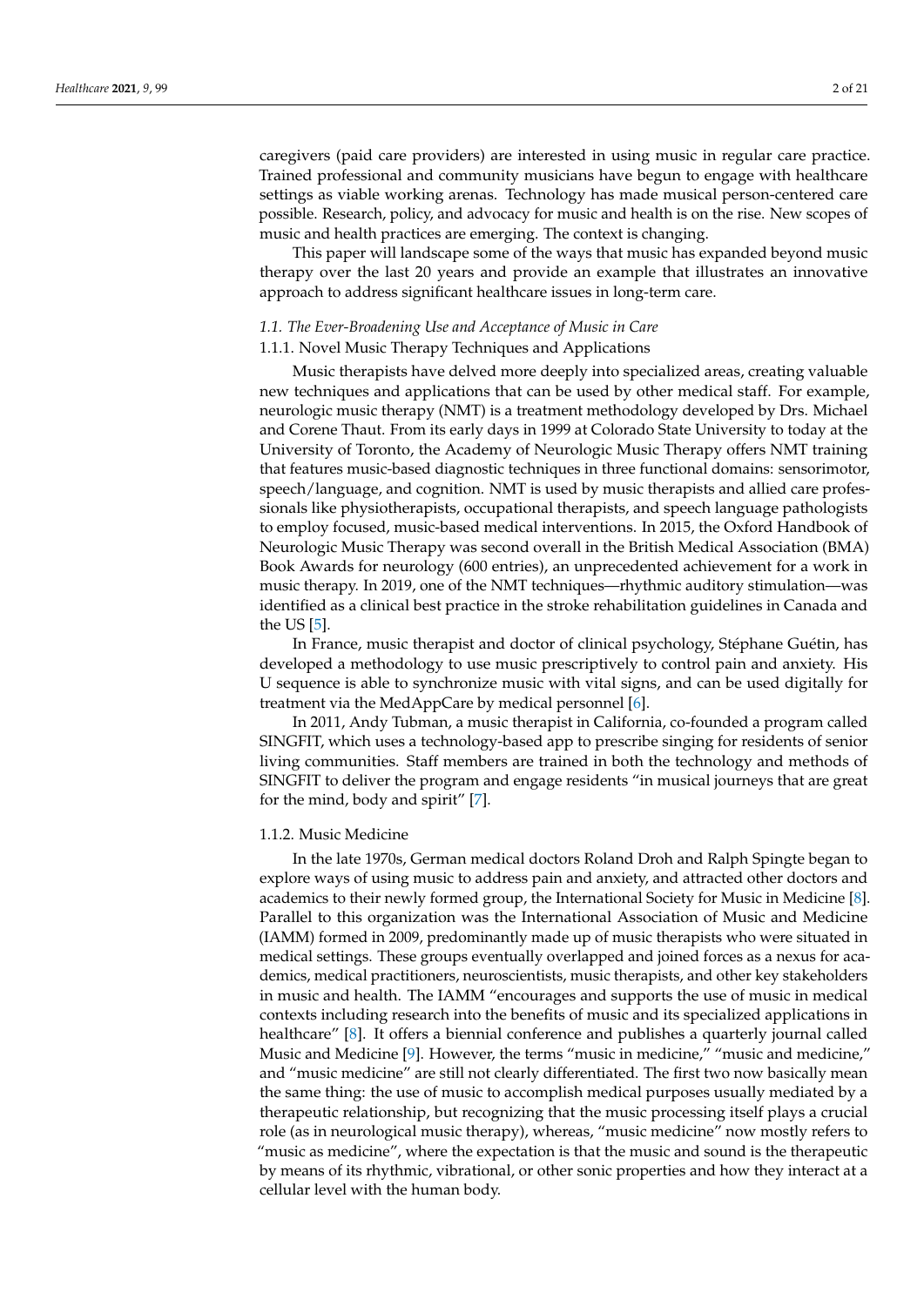caregivers (paid care providers) are interested in using music in regular care practice. Trained professional and community musicians have begun to engage with healthcare settings as viable working arenas. Technology has made musical person-centered care possible. Research, policy, and advocacy for music and health is on the rise. New scopes of music and health practices are emerging. The context is changing.

This paper will landscape some of the ways that music has expanded beyond music therapy over the last 20 years and provide an example that illustrates an innovative approach to address significant healthcare issues in long-term care.

### *1.1. The Ever-Broadening Use and Acceptance of Music in Care*

#### 1.1.1. Novel Music Therapy Techniques and Applications

Music therapists have delved more deeply into specialized areas, creating valuable new techniques and applications that can be used by other medical staff. For example, neurologic music therapy (NMT) is a treatment methodology developed by Drs. Michael and Corene Thaut. From its early days in 1999 at Colorado State University to today at the University of Toronto, the Academy of Neurologic Music Therapy offers NMT training that features music-based diagnostic techniques in three functional domains: sensorimotor, speech/language, and cognition. NMT is used by music therapists and allied care professionals like physiotherapists, occupational therapists, and speech language pathologists to employ focused, music-based medical interventions. In 2015, the Oxford Handbook of Neurologic Music Therapy was second overall in the British Medical Association (BMA) Book Awards for neurology (600 entries), an unprecedented achievement for a work in music therapy. In 2019, one of the NMT techniques—rhythmic auditory stimulation—was identified as a clinical best practice in the stroke rehabilitation guidelines in Canada and the US [5].

In France, music therapist and doctor of clinical psychology, Stéphane Guétin, has developed a methodology to use music prescriptively to control pain and anxiety. His U sequence is able to synchronize music with vital signs, and can be used digitally for treatment via the MedAppCare by medical personnel [6].

In 2011, Andy Tubman, a music therapist in California, co-founded a program called SINGFIT, which uses a technology-based app to prescribe singing for residents of senior living communities. Staff members are trained in both the technology and methods of SINGFIT to deliver the program and engage residents "in musical journeys that are great for the mind, body and spirit" [7].

#### 1.1.2. Music Medicine

In the late 1970s, German medical doctors Roland Droh and Ralph Spingte began to explore ways of using music to address pain and anxiety, and attracted other doctors and academics to their newly formed group, the International Society for Music in Medicine [8]. Parallel to this organization was the International Association of Music and Medicine (IAMM) formed in 2009, predominantly made up of music therapists who were situated in medical settings. These groups eventually overlapped and joined forces as a nexus for academics, medical practitioners, neuroscientists, music therapists, and other key stakeholders in music and health. The IAMM "encourages and supports the use of music in medical contexts including research into the benefits of music and its specialized applications in healthcare" [8]. It offers a biennial conference and publishes a quarterly journal called Music and Medicine [9]. However, the terms "music in medicine," "music and medicine," and "music medicine" are still not clearly differentiated. The first two now basically mean the same thing: the use of music to accomplish medical purposes usually mediated by a therapeutic relationship, but recognizing that the music processing itself plays a crucial role (as in neurological music therapy), whereas, "music medicine" now mostly refers to "music as medicine", where the expectation is that the music and sound is the therapeutic by means of its rhythmic, vibrational, or other sonic properties and how they interact at a cellular level with the human body.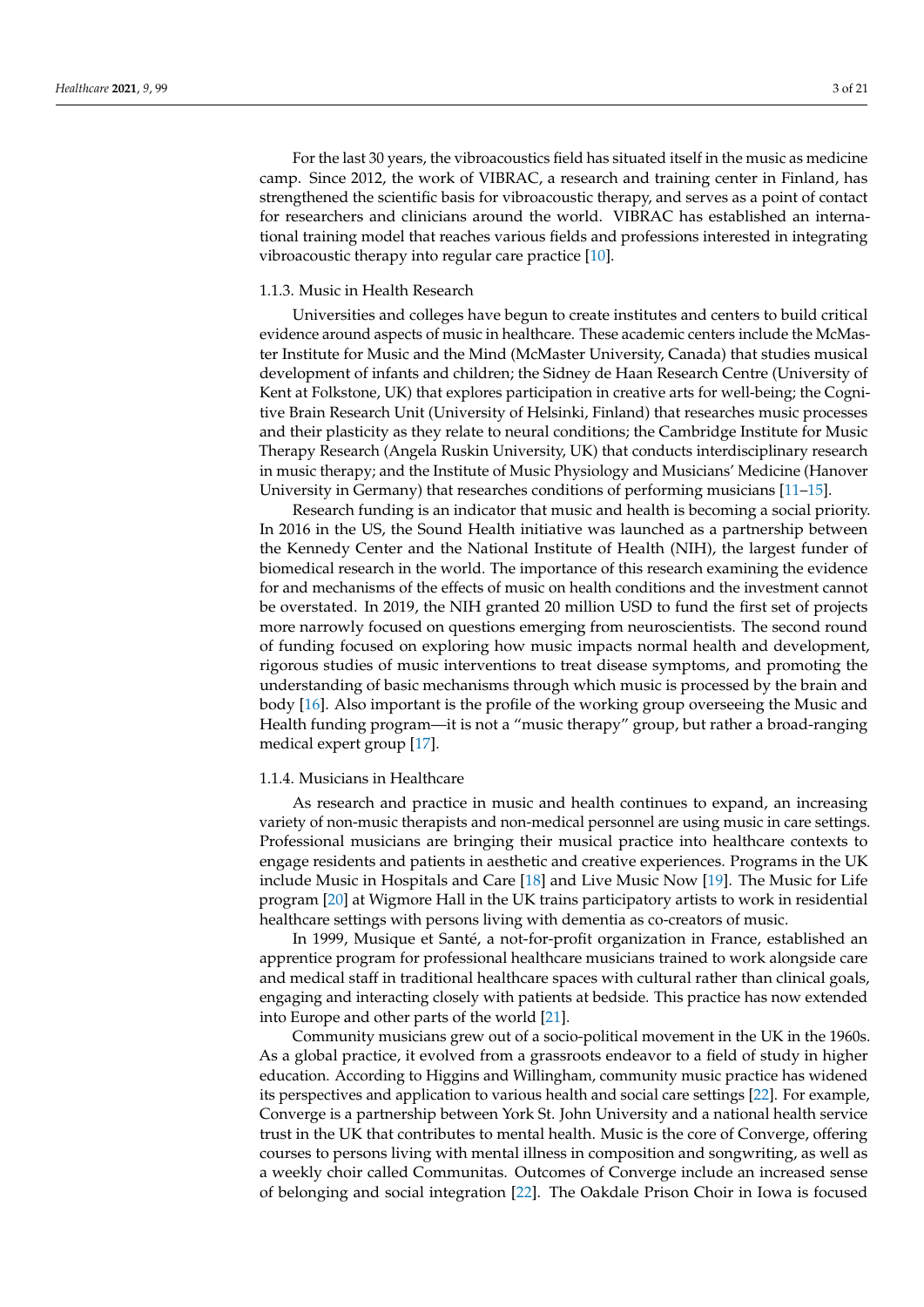For the last 30 years, the vibroacoustics field has situated itself in the music as medicine camp. Since 2012, the work of VIBRAC, a research and training center in Finland, has strengthened the scientific basis for vibroacoustic therapy, and serves as a point of contact for researchers and clinicians around the world. VIBRAC has established an international training model that reaches various fields and professions interested in integrating vibroacoustic therapy into regular care practice [10].

#### 1.1.3. Music in Health Research

Universities and colleges have begun to create institutes and centers to build critical evidence around aspects of music in healthcare. These academic centers include the McMaster Institute for Music and the Mind (McMaster University, Canada) that studies musical development of infants and children; the Sidney de Haan Research Centre (University of Kent at Folkstone, UK) that explores participation in creative arts for well-being; the Cognitive Brain Research Unit (University of Helsinki, Finland) that researches music processes and their plasticity as they relate to neural conditions; the Cambridge Institute for Music Therapy Research (Angela Ruskin University, UK) that conducts interdisciplinary research in music therapy; and the Institute of Music Physiology and Musicians' Medicine (Hanover University in Germany) that researches conditions of performing musicians [11–15].

Research funding is an indicator that music and health is becoming a social priority. In 2016 in the US, the Sound Health initiative was launched as a partnership between the Kennedy Center and the National Institute of Health (NIH), the largest funder of biomedical research in the world. The importance of this research examining the evidence for and mechanisms of the effects of music on health conditions and the investment cannot be overstated. In 2019, the NIH granted 20 million USD to fund the first set of projects more narrowly focused on questions emerging from neuroscientists. The second round of funding focused on exploring how music impacts normal health and development, rigorous studies of music interventions to treat disease symptoms, and promoting the understanding of basic mechanisms through which music is processed by the brain and body [16]. Also important is the profile of the working group overseeing the Music and Health funding program—it is not a "music therapy" group, but rather a broad-ranging medical expert group [17].

#### 1.1.4. Musicians in Healthcare

As research and practice in music and health continues to expand, an increasing variety of non-music therapists and non-medical personnel are using music in care settings. Professional musicians are bringing their musical practice into healthcare contexts to engage residents and patients in aesthetic and creative experiences. Programs in the UK include Music in Hospitals and Care [18] and Live Music Now [19]. The Music for Life program [20] at Wigmore Hall in the UK trains participatory artists to work in residential healthcare settings with persons living with dementia as co-creators of music.

In 1999, Musique et Santé, a not-for-profit organization in France, established an apprentice program for professional healthcare musicians trained to work alongside care and medical staff in traditional healthcare spaces with cultural rather than clinical goals, engaging and interacting closely with patients at bedside. This practice has now extended into Europe and other parts of the world [21].

Community musicians grew out of a socio-political movement in the UK in the 1960s. As a global practice, it evolved from a grassroots endeavor to a field of study in higher education. According to Higgins and Willingham, community music practice has widened its perspectives and application to various health and social care settings [22]. For example, Converge is a partnership between York St. John University and a national health service trust in the UK that contributes to mental health. Music is the core of Converge, offering courses to persons living with mental illness in composition and songwriting, as well as a weekly choir called Communitas. Outcomes of Converge include an increased sense of belonging and social integration [22]. The Oakdale Prison Choir in Iowa is focused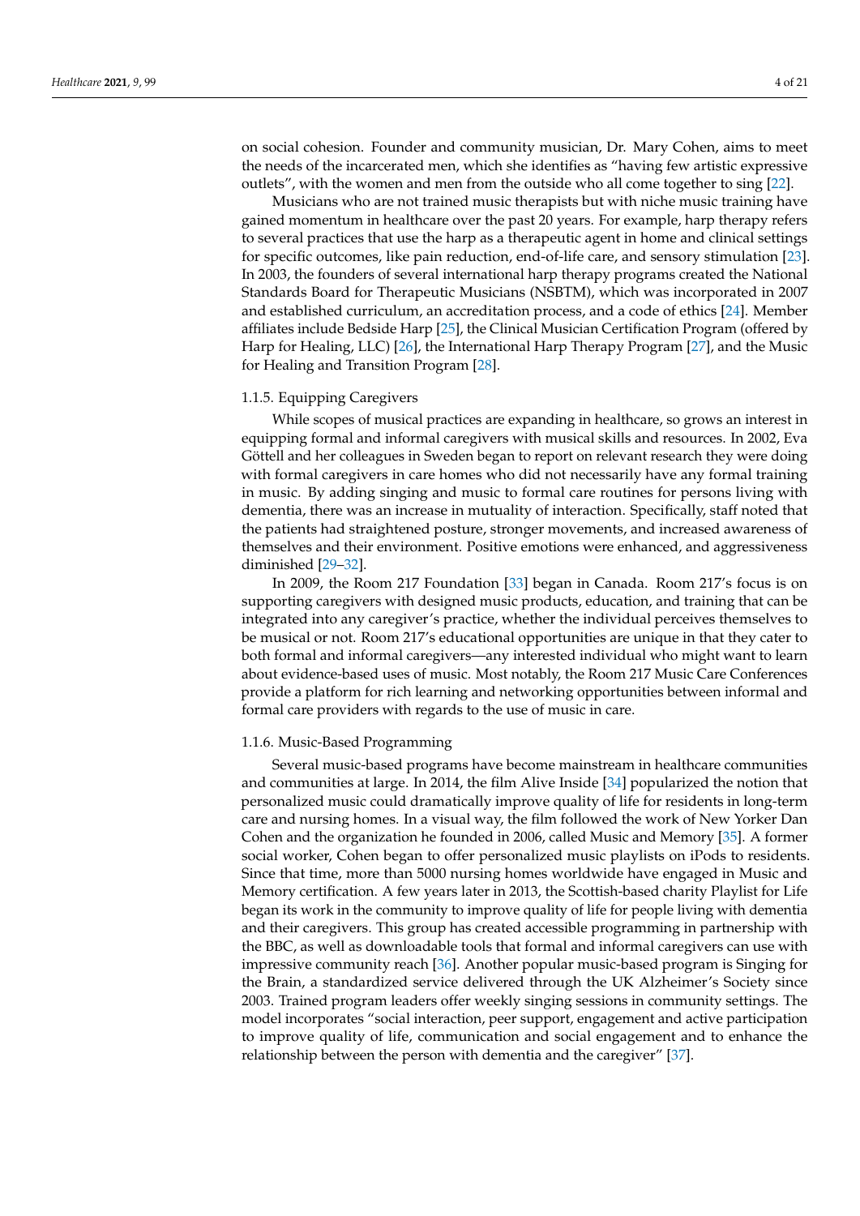on social cohesion. Founder and community musician, Dr. Mary Cohen, aims to meet the needs of the incarcerated men, which she identifies as "having few artistic expressive outlets", with the women and men from the outside who all come together to sing [22].

Musicians who are not trained music therapists but with niche music training have gained momentum in healthcare over the past 20 years. For example, harp therapy refers to several practices that use the harp as a therapeutic agent in home and clinical settings for specific outcomes, like pain reduction, end-of-life care, and sensory stimulation [23]. In 2003, the founders of several international harp therapy programs created the National Standards Board for Therapeutic Musicians (NSBTM), which was incorporated in 2007 and established curriculum, an accreditation process, and a code of ethics [24]. Member affiliates include Bedside Harp [25], the Clinical Musician Certification Program (offered by Harp for Healing, LLC) [26], the International Harp Therapy Program [27], and the Music for Healing and Transition Program [28].

#### 1.1.5. Equipping Caregivers

While scopes of musical practices are expanding in healthcare, so grows an interest in equipping formal and informal caregivers with musical skills and resources. In 2002, Eva Göttell and her colleagues in Sweden began to report on relevant research they were doing with formal caregivers in care homes who did not necessarily have any formal training in music. By adding singing and music to formal care routines for persons living with dementia, there was an increase in mutuality of interaction. Specifically, staff noted that the patients had straightened posture, stronger movements, and increased awareness of themselves and their environment. Positive emotions were enhanced, and aggressiveness diminished [29–32].

In 2009, the Room 217 Foundation [33] began in Canada. Room 217's focus is on supporting caregivers with designed music products, education, and training that can be integrated into any caregiver's practice, whether the individual perceives themselves to be musical or not. Room 217's educational opportunities are unique in that they cater to both formal and informal caregivers—any interested individual who might want to learn about evidence-based uses of music. Most notably, the Room 217 Music Care Conferences provide a platform for rich learning and networking opportunities between informal and formal care providers with regards to the use of music in care.

#### 1.1.6. Music-Based Programming

Several music-based programs have become mainstream in healthcare communities and communities at large. In 2014, the film Alive Inside [34] popularized the notion that personalized music could dramatically improve quality of life for residents in long-term care and nursing homes. In a visual way, the film followed the work of New Yorker Dan Cohen and the organization he founded in 2006, called Music and Memory [35]. A former social worker, Cohen began to offer personalized music playlists on iPods to residents. Since that time, more than 5000 nursing homes worldwide have engaged in Music and Memory certification. A few years later in 2013, the Scottish-based charity Playlist for Life began its work in the community to improve quality of life for people living with dementia and their caregivers. This group has created accessible programming in partnership with the BBC, as well as downloadable tools that formal and informal caregivers can use with impressive community reach [36]. Another popular music-based program is Singing for the Brain, a standardized service delivered through the UK Alzheimer's Society since 2003. Trained program leaders offer weekly singing sessions in community settings. The model incorporates "social interaction, peer support, engagement and active participation to improve quality of life, communication and social engagement and to enhance the relationship between the person with dementia and the caregiver" [37].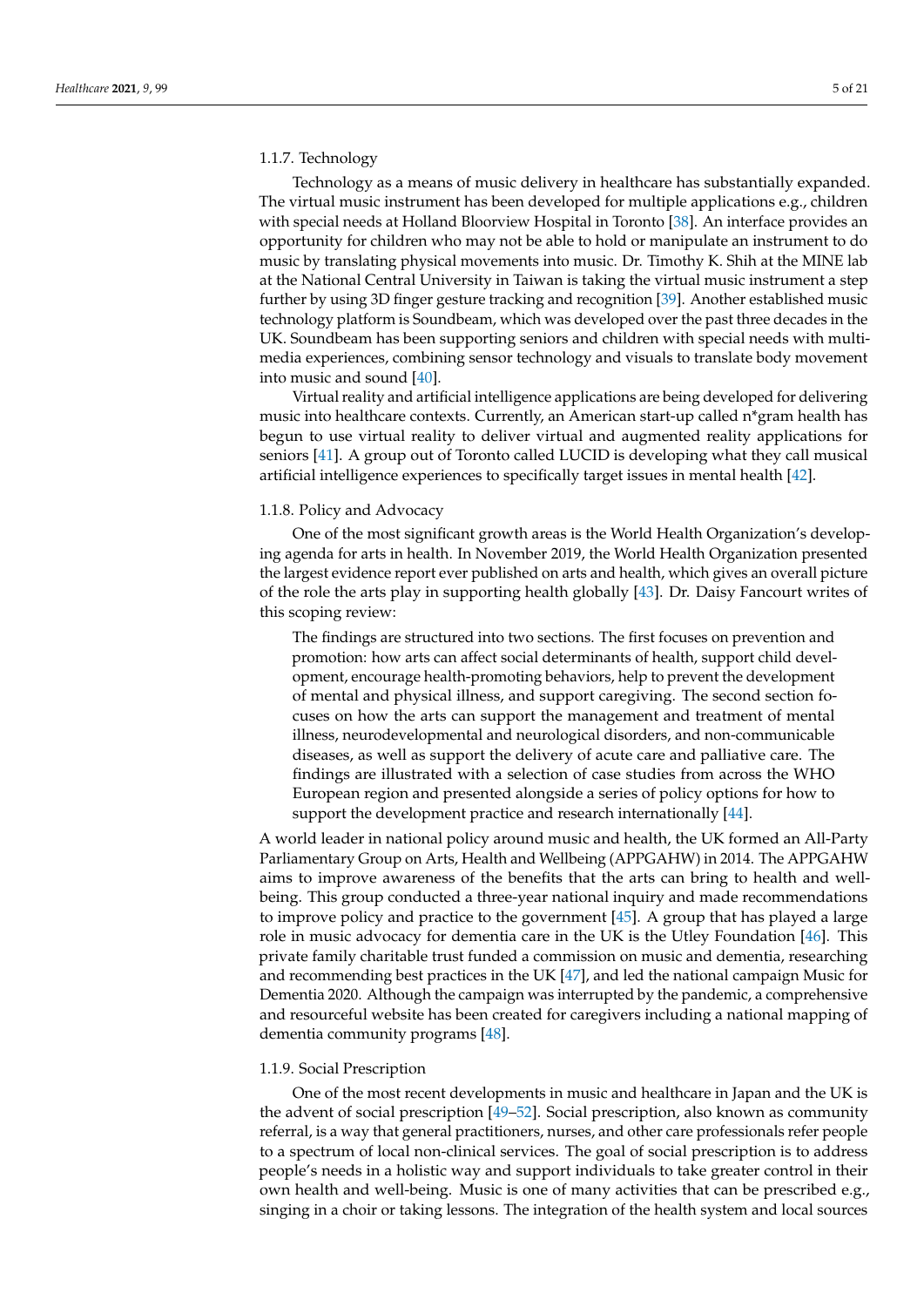#### 1.1.7. Technology

Technology as a means of music delivery in healthcare has substantially expanded. The virtual music instrument has been developed for multiple applications e.g., children with special needs at Holland Bloorview Hospital in Toronto [38]. An interface provides an opportunity for children who may not be able to hold or manipulate an instrument to do music by translating physical movements into music. Dr. Timothy K. Shih at the MINE lab at the National Central University in Taiwan is taking the virtual music instrument a step further by using 3D finger gesture tracking and recognition [39]. Another established music technology platform is Soundbeam, which was developed over the past three decades in the UK. Soundbeam has been supporting seniors and children with special needs with multi-media experiences, combining sensor technology and visuals to translate body movement into music and sound [40].

Virtual reality and artificial intelligence applications are being developed for delivering music into healthcare contexts. Currently, an American start-up called n*gram health has begun to use virtual reality to deliver virtual and augmented reality applications for seniors [41]. A group out of Toronto called LUCID is developing what they call musical artificial intelligence experiences to specifically target issues in mental health [42].

#### 1.1.8. Policy and Advocacy

One of the most significant growth areas is the World Health Organization's developing agenda for arts in health. In November 2019, the World Health Organization presented the largest evidence report ever published on arts and health, which gives an overall picture of the role the arts play in supporting health globally [43]. Dr. Daisy Fancourt writes of this scoping review:

> The findings are structured into two sections. The first focuses on prevention and promotion: how arts can affect social determinants of health, support child development, encourage health-promoting behaviors, help to prevent the development of mental and physical illness, and support caregiving. The second section focuses on how the arts can support the management and treatment of mental illness, neurodevelopmental and neurological disorders, and non-communicable diseases, as well as support the delivery of acute care and palliative care. The findings are illustrated with a selection of case studies from across the WHO European region and presented alongside a series of policy options for how to support the development practice and research internationally [44].

A world leader in national policy around music and health, the UK formed an All-Party Parliamentary Group on Arts, Health and Wellbeing (APPGAHW) in 2014. The APPGAHW aims to improve awareness of the benefits that the arts can bring to health and well-being. This group conducted a three-year national inquiry and made recommendations to improve policy and practice to the government [45]. A group that has played a large role in music advocacy for dementia care in the UK is the Utley Foundation [46]. This private family charitable trust funded a commission on music and dementia, researching and recommending best practices in the UK [47], and led the national campaign Music for Dementia 2020. Although the campaign was interrupted by the pandemic, a comprehensive and resourceful website has been created for caregivers including a national mapping of dementia community programs [48].

#### 1.1.9. Social Prescription

One of the most recent developments in music and healthcare in Japan and the UK is the advent of social prescription [49–52]. Social prescription, also known as community referral, is a way that general practitioners, nurses, and other care professionals refer people to a spectrum of local non-clinical services. The goal of social prescription is to address people's needs in a holistic way and support individuals to take greater control in their own health and well-being. Music is one of many activities that can be prescribed e.g., singing in a choir or taking lessons. The integration of the health system and local sources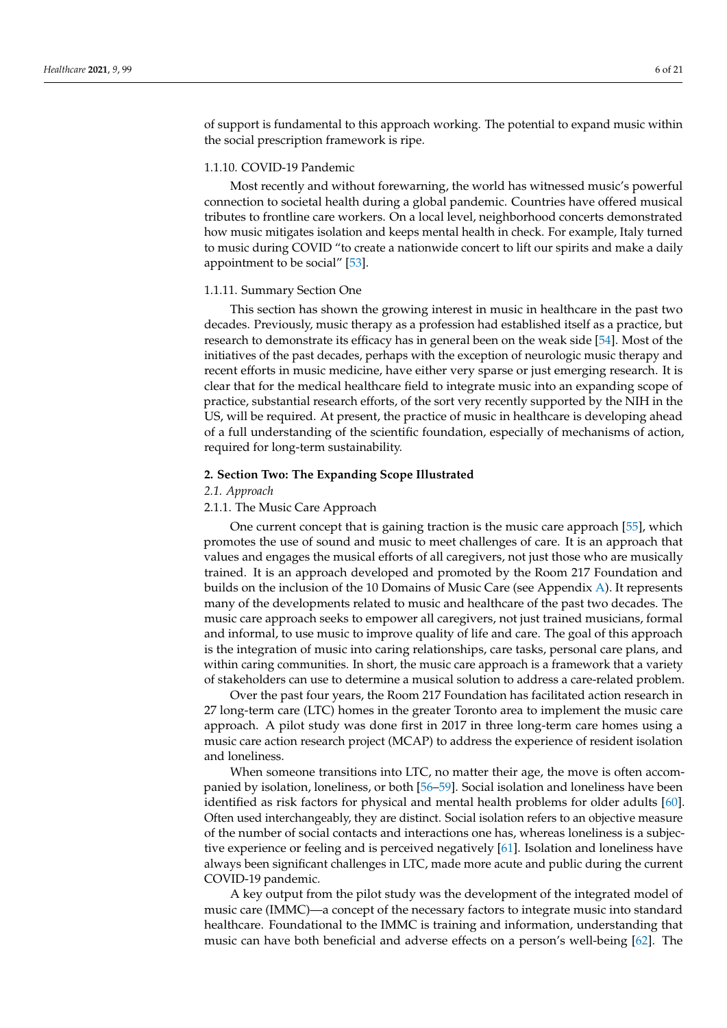of support is fundamental to this approach working. The potential to expand music within the social prescription framework is ripe.

#### 1.1.10. COVID-19 Pandemic

Most recently and without forewarning, the world has witnessed music's powerful connection to societal health during a global pandemic. Countries have offered musical tributes to frontline care workers. On a local level, neighborhood concerts demonstrated how music mitigates isolation and keeps mental health in check. For example, Italy turned to music during COVID "to create a nationwide concert to lift our spirits and make a daily appointment to be social" [53].

#### 1.1.11. Summary Section One

This section has shown the growing interest in music in healthcare in the past two decades. Previously, music therapy as a profession had established itself as a practice, but research to demonstrate its efficacy has in general been on the weak side [54]. Most of the initiatives of the past decades, perhaps with the exception of neurologic music therapy and recent efforts in music medicine, have either very sparse or just emerging research. It is clear that for the medical healthcare field to integrate music into an expanding scope of practice, substantial research efforts, of the sort very recently supported by the NIH in the US, will be required. At present, the practice of music in healthcare is developing ahead of a full understanding of the scientific foundation, especially of mechanisms of action, required for long-term sustainability.

## 2. Section Two: The Expanding Scope Illustrated

### *2.1. Approach*

#### 2.1.1. The Music Care Approach

One current concept that is gaining traction is the music care approach [55], which promotes the use of sound and music to meet challenges of care. It is an approach that values and engages the musical efforts of all caregivers, not just those who are musically trained. It is an approach developed and promoted by the Room 217 Foundation and builds on the inclusion of the 10 Domains of Music Care (see Appendix A). It represents many of the developments related to music and healthcare of the past two decades. The music care approach seeks to empower all caregivers, not just trained musicians, formal and informal, to use music to improve quality of life and care. The goal of this approach is the integration of music into caring relationships, care tasks, personal care plans, and within caring communities. In short, the music care approach is a framework that a variety of stakeholders can use to determine a musical solution to address a care-related problem.

Over the past four years, the Room 217 Foundation has facilitated action research in 27 long-term care (LTC) homes in the greater Toronto area to implement the music care approach. A pilot study was done first in 2017 in three long-term care homes using a music care action research project (MCAP) to address the experience of resident isolation and loneliness.

When someone transitions into LTC, no matter their age, the move is often accompanied by isolation, loneliness, or both [56–59]. Social isolation and loneliness have been identified as risk factors for physical and mental health problems for older adults [60]. Often used interchangeably, they are distinct. Social isolation refers to an objective measure of the number of social contacts and interactions one has, whereas loneliness is a subjective experience or feeling and is perceived negatively [61]. Isolation and loneliness have always been significant challenges in LTC, made more acute and public during the current COVID-19 pandemic.

A key output from the pilot study was the development of the integrated model of music care (IMMC)—a concept of the necessary factors to integrate music into standard healthcare. Foundational to the IMMC is training and information, understanding that music can have both beneficial and adverse effects on a person's well-being [62]. The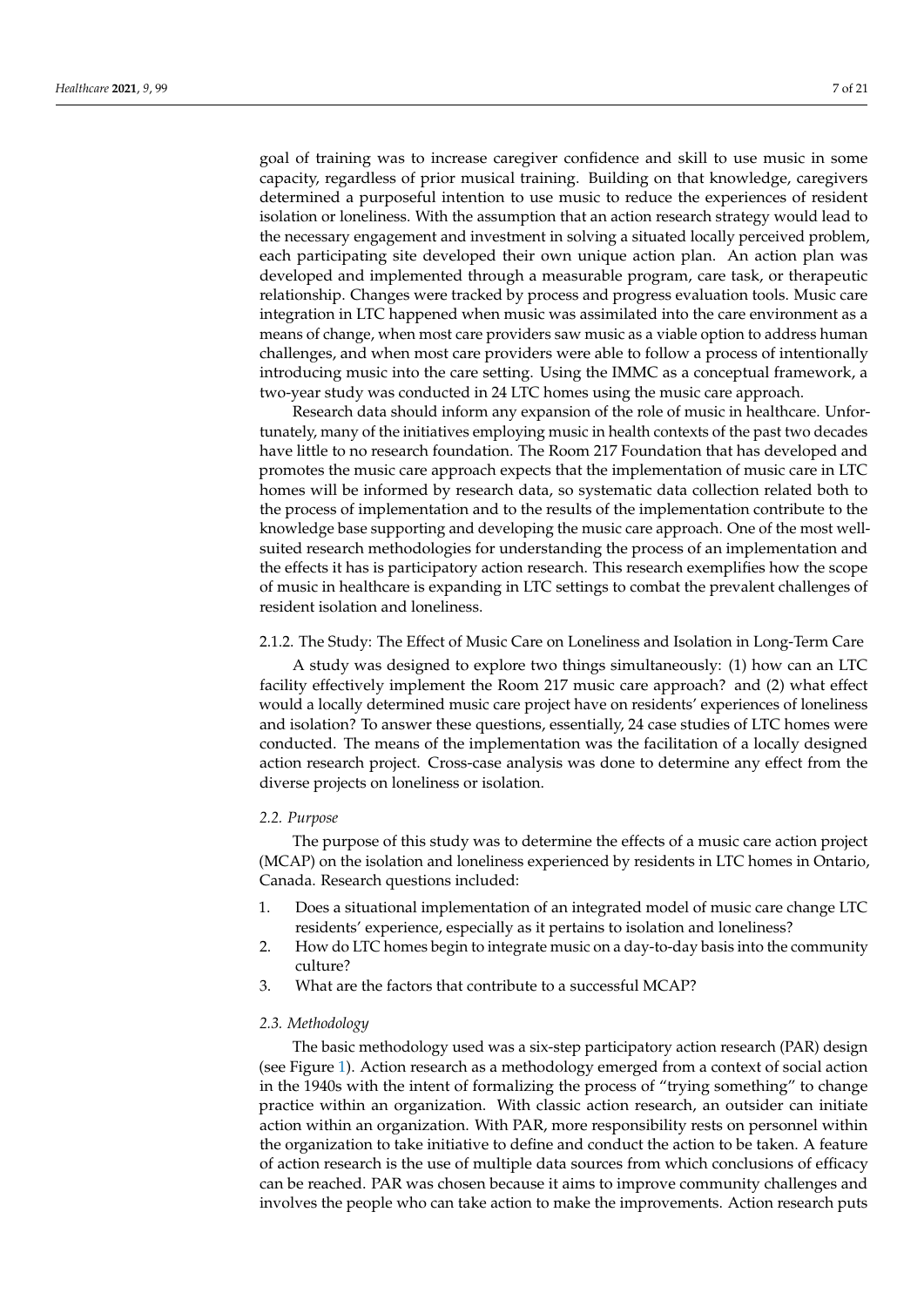goal of training was to increase caregiver confidence and skill to use music in some capacity, regardless of prior musical training. Building on that knowledge, caregivers determined a purposeful intention to use music to reduce the experiences of resident isolation or loneliness. With the assumption that an action research strategy would lead to the necessary engagement and investment in solving a situated locally perceived problem, each participating site developed their own unique action plan. An action plan was developed and implemented through a measurable program, care task, or therapeutic relationship. Changes were tracked by process and progress evaluation tools. Music care integration in LTC happened when music was assimilated into the care environment as a means of change, when most care providers saw music as a viable option to address human challenges, and when most care providers were able to follow a process of intentionally introducing music into the care setting. Using the IMMC as a conceptual framework, a two-year study was conducted in 24 LTC homes using the music care approach.

Research data should inform any expansion of the role of music in healthcare. Unfortunately, many of the initiatives employing music in health contexts of the past two decades have little to no research foundation. The Room 217 Foundation that has developed and promotes the music care approach expects that the implementation of music care in LTC homes will be informed by research data, so systematic data collection related both to the process of implementation and to the results of the implementation contribute to the knowledge base supporting and developing the music care approach. One of the most well-suited research methodologies for understanding the process of an implementation and the effects it has is participatory action research. This research exemplifies how the scope of music in healthcare is expanding in LTC settings to combat the prevalent challenges of resident isolation and loneliness.

#### 2.1.2. The Study: The Effect of Music Care on Loneliness and Isolation in Long-Term Care

A study was designed to explore two things simultaneously: (1) how can an LTC facility effectively implement the Room 217 music care approach? and (2) what effect would a locally determined music care project have on residents' experiences of loneliness and isolation? To answer these questions, essentially, 24 case studies of LTC homes were conducted. The means of the implementation was the facilitation of a locally designed action research project. Cross-case analysis was done to determine any effect from the diverse projects on loneliness or isolation.

### *2.2. Purpose*

The purpose of this study was to determine the effects of a music care action project (MCAP) on the isolation and loneliness experienced by residents in LTC homes in Ontario, Canada. Research questions included:

1. Does a situational implementation of an integrated model of music care change LTC residents' experience, especially as it pertains to isolation and loneliness?
2. How do LTC homes begin to integrate music on a day-to-day basis into the community culture?
3. What are the factors that contribute to a successful MCAP?

### *2.3. Methodology*

The basic methodology used was a six-step participatory action research (PAR) design (see Figure 1). Action research as a methodology emerged from a context of social action in the 1940s with the intent of formalizing the process of "trying something" to change practice within an organization. With classic action research, an outsider can initiate action within an organization. With PAR, more responsibility rests on personnel within the organization to take initiative to define and conduct the action to be taken. A feature of action research is the use of multiple data sources from which conclusions of efficacy can be reached. PAR was chosen because it aims to improve community challenges and involves the people who can take action to make the improvements. Action research puts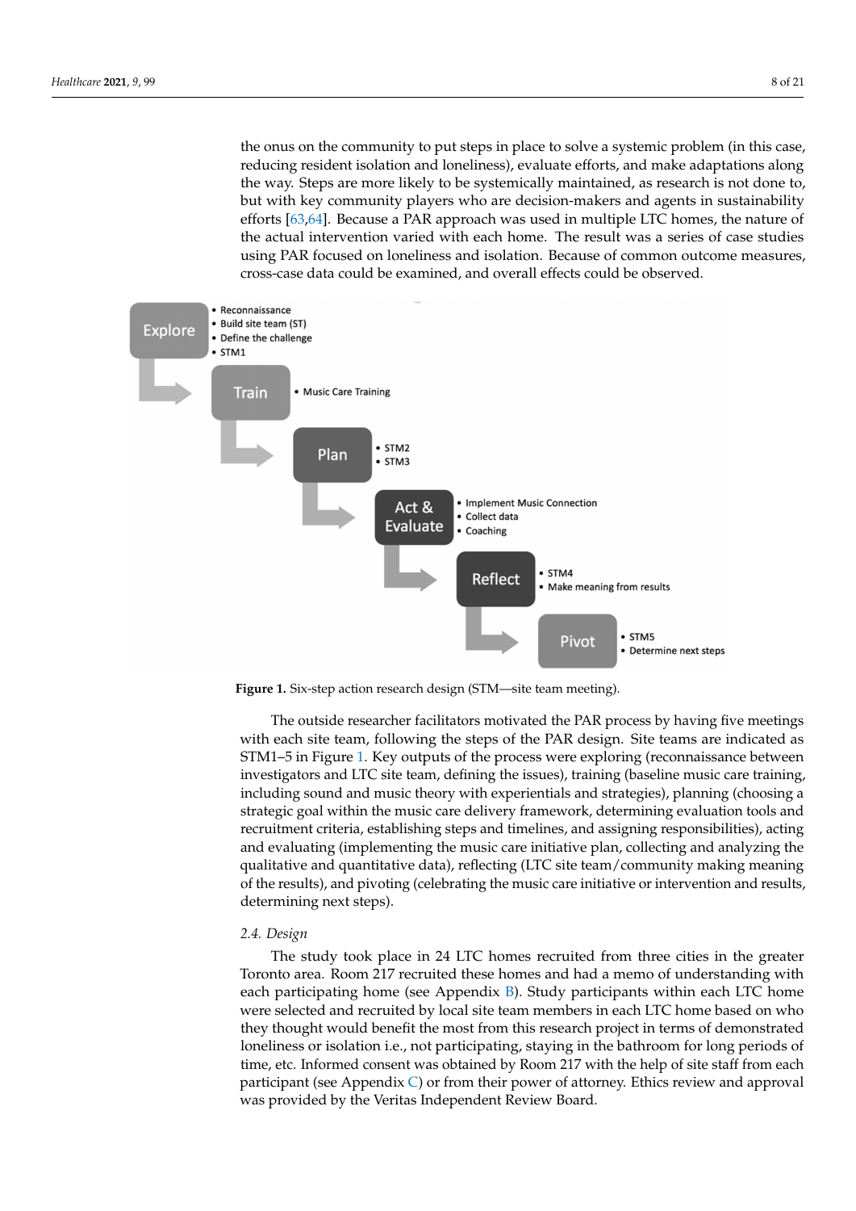the onus on the community to put steps in place to solve a systemic problem (in this case, reducing resident isolation and loneliness), evaluate efforts, and make adaptations along the way. Steps are more likely to be systemically maintained, as research is not done to, but with key community players who are decision-makers and agents in sustainability efforts [63,64]. Because a PAR approach was used in multiple LTC homes, the nature of the actual intervention varied with each home. The result was a series of case studies using PAR focused on loneliness and isolation. Because of common outcome measures, cross-case data could be examined, and overall effects could be observed.

**Figure 1.** Six-step action research design (STM—site team meeting).

The outside researcher facilitators motivated the PAR process by having five meetings with each site team, following the steps of the PAR design. Site teams are indicated as STM1–5 in Figure 1. Key outputs of the process were exploring (reconnaissance between investigators and LTC site team, defining the issues), training (baseline music care training, including sound and music theory with experientials and strategies), planning (choosing a strategic goal within the music care delivery framework, determining evaluation tools and recruitment criteria, establishing steps and timelines, and assigning responsibilities), acting and evaluating (implementing the music care initiative plan, collecting and analyzing the qualitative and quantitative data), reflecting (LTC site team/community making meaning of the results), and pivoting (celebrating the music care initiative or intervention and results, determining next steps).

### 2.4. Design

The study took place in 24 LTC homes recruited from three cities in the greater Toronto area. Room 217 recruited these homes and had a memo of understanding with each participating home (see Appendix B). Study participants within each LTC home were selected and recruited by local site team members in each LTC home based on who they thought would benefit the most from this research project in terms of demonstrated loneliness or isolation i.e., not participating, staying in the bathroom for long periods of time, etc. Informed consent was obtained by Room 217 with the help of site staff from each participant (see Appendix C) or from their power of attorney. Ethics review and approval was provided by the Veritas Independent Review Board.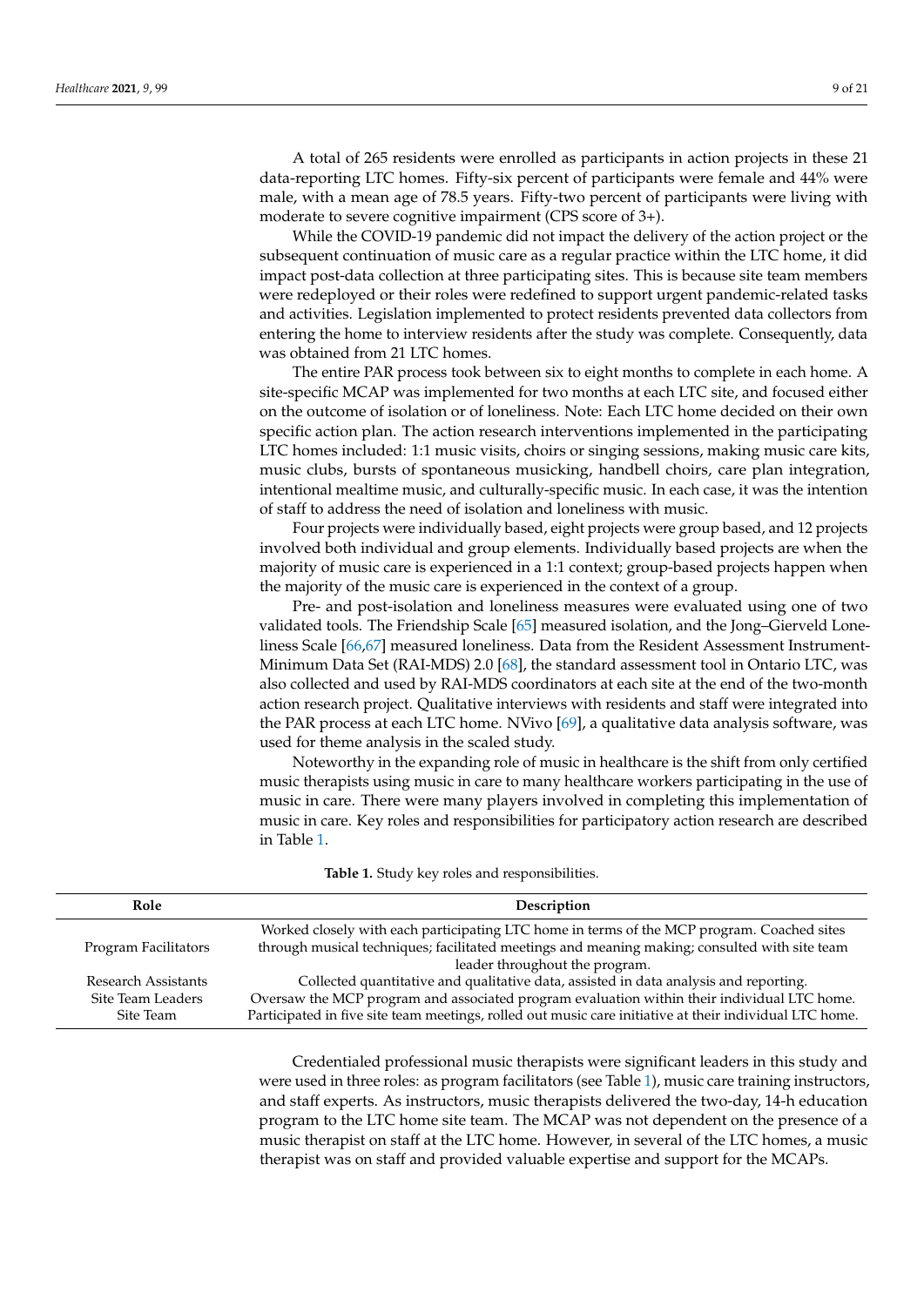A total of 265 residents were enrolled as participants in action projects in these 21 data-reporting LTC homes. Fifty-six percent of participants were female and 44% were male, with a mean age of 78.5 years. Fifty-two percent of participants were living with moderate to severe cognitive impairment (CPS score of 3+).

While the COVID-19 pandemic did not impact the delivery of the action project or the subsequent continuation of music care as a regular practice within the LTC home, it did impact post-data collection at three participating sites. This is because site team members were redeployed or their roles were redefined to support urgent pandemic-related tasks and activities. Legislation implemented to protect residents prevented data collectors from entering the home to interview residents after the study was complete. Consequently, data was obtained from 21 LTC homes.

The entire PAR process took between six to eight months to complete in each home. A site-specific MCAP was implemented for two months at each LTC site, and focused either on the outcome of isolation or of loneliness. Note: Each LTC home decided on their own specific action plan. The action research interventions implemented in the participating LTC homes included: 1:1 music visits, choirs or singing sessions, making music care kits, music clubs, bursts of spontaneous musicking, handbell choirs, care plan integration, intentional mealtime music, and culturally-specific music. In each case, it was the intention of staff to address the need of isolation and loneliness with music.

Four projects were individually based, eight projects were group based, and 12 projects involved both individual and group elements. Individually based projects are when the majority of music care is experienced in a 1:1 context; group-based projects happen when the majority of the music care is experienced in the context of a group.

Pre- and post-isolation and loneliness measures were evaluated using one of two validated tools. The Friendship Scale [65] measured isolation, and the Jong–Gierveld Loneliness Scale [66,67] measured loneliness. Data from the Resident Assessment Instrument-Minimum Data Set (RAI-MDS) 2.0 [68], the standard assessment tool in Ontario LTC, was also collected and used by RAI-MDS coordinators at each site at the end of the two-month action research project. Qualitative interviews with residents and staff were integrated into the PAR process at each LTC home. NVivo [69], a qualitative data analysis software, was used for theme analysis in the scaled study.

Noteworthy in the expanding role of music in healthcare is the shift from only certified music therapists using music in care to many healthcare workers participating in the use of music in care. There were many players involved in completing this implementation of music in care. Key roles and responsibilities for participatory action research are described in Table 1.

**Table 1.** Study key roles and responsibilities.

| Role | Description |
| --- | --- |
| Program Facilitators | Worked closely with each participating LTC home in terms of the MCP program. Coached sites through musical techniques; facilitated meetings and meaning making; consulted with site team leader throughout the program. |
| Research Assistants | Collected quantitative and qualitative data, assisted in data analysis and reporting. |
| Site Team Leaders | Oversaw the MCP program and associated program evaluation within their individual LTC home. |
| Site Team | Participated in five site team meetings, rolled out music care initiative at their individual LTC home. |

Credentialed professional music therapists were significant leaders in this study and were used in three roles: as program facilitators (see Table 1), music care training instructors, and staff experts. As instructors, music therapists delivered the two-day, 14-h education program to the LTC home site team. The MCAP was not dependent on the presence of a music therapist on staff at the LTC home. However, in several of the LTC homes, a music therapist was on staff and provided valuable expertise and support for the MCAPs.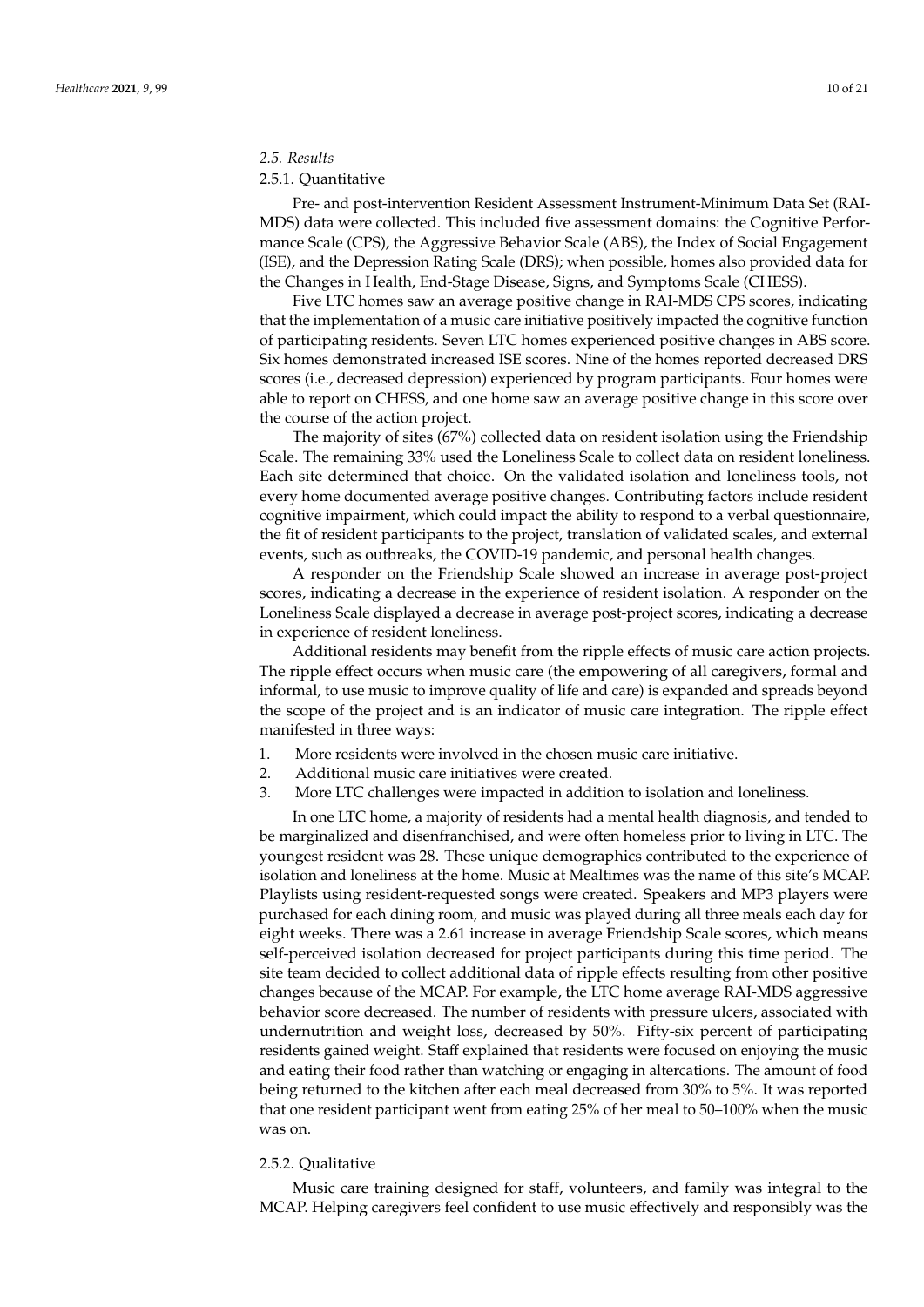### *2.5. Results*

#### 2.5.1. Quantitative

Pre- and post-intervention Resident Assessment Instrument-Minimum Data Set (RAI-MDS) data were collected. This included five assessment domains: the Cognitive Performance Scale (CPS), the Aggressive Behavior Scale (ABS), the Index of Social Engagement (ISE), and the Depression Rating Scale (DRS); when possible, homes also provided data for the Changes in Health, End-Stage Disease, Signs, and Symptoms Scale (CHESS).

Five LTC homes saw an average positive change in RAI-MDS CPS scores, indicating that the implementation of a music care initiative positively impacted the cognitive function of participating residents. Seven LTC homes experienced positive changes in ABS score. Six homes demonstrated increased ISE scores. Nine of the homes reported decreased DRS scores (i.e., decreased depression) experienced by program participants. Four homes were able to report on CHESS, and one home saw an average positive change in this score over the course of the action project.

The majority of sites (67%) collected data on resident isolation using the Friendship Scale. The remaining 33% used the Loneliness Scale to collect data on resident loneliness. Each site determined that choice. On the validated isolation and loneliness tools, not every home documented average positive changes. Contributing factors include resident cognitive impairment, which could impact the ability to respond to a verbal questionnaire, the fit of resident participants to the project, translation of validated scales, and external events, such as outbreaks, the COVID-19 pandemic, and personal health changes.

A responder on the Friendship Scale showed an increase in average post-project scores, indicating a decrease in the experience of resident isolation. A responder on the Loneliness Scale displayed a decrease in average post-project scores, indicating a decrease in experience of resident loneliness.

Additional residents may benefit from the ripple effects of music care action projects. The ripple effect occurs when music care (the empowering of all caregivers, formal and informal, to use music to improve quality of life and care) is expanded and spreads beyond the scope of the project and is an indicator of music care integration. The ripple effect manifested in three ways:

1. More residents were involved in the chosen music care initiative.
2. Additional music care initiatives were created.
3. More LTC challenges were impacted in addition to isolation and loneliness.

In one LTC home, a majority of residents had a mental health diagnosis, and tended to be marginalized and disenfranchised, and were often homeless prior to living in LTC. The youngest resident was 28. These unique demographics contributed to the experience of isolation and loneliness at the home. Music at Mealtimes was the name of this site's MCAP. Playlists using resident-requested songs were created. Speakers and MP3 players were purchased for each dining room, and music was played during all three meals each day for eight weeks. There was a 2.61 increase in average Friendship Scale scores, which means self-perceived isolation decreased for project participants during this time period. The site team decided to collect additional data of ripple effects resulting from other positive changes because of the MCAP. For example, the LTC home average RAI-MDS aggressive behavior score decreased. The number of residents with pressure ulcers, associated with undernutrition and weight loss, decreased by 50%. Fifty-six percent of participating residents gained weight. Staff explained that residents were focused on enjoying the music and eating their food rather than watching or engaging in altercations. The amount of food being returned to the kitchen after each meal decreased from 30% to 5%. It was reported that one resident participant went from eating 25% of her meal to 50–100% when the music was on.

#### 2.5.2. Qualitative

Music care training designed for staff, volunteers, and family was integral to the MCAP. Helping caregivers feel confident to use music effectively and responsibly was the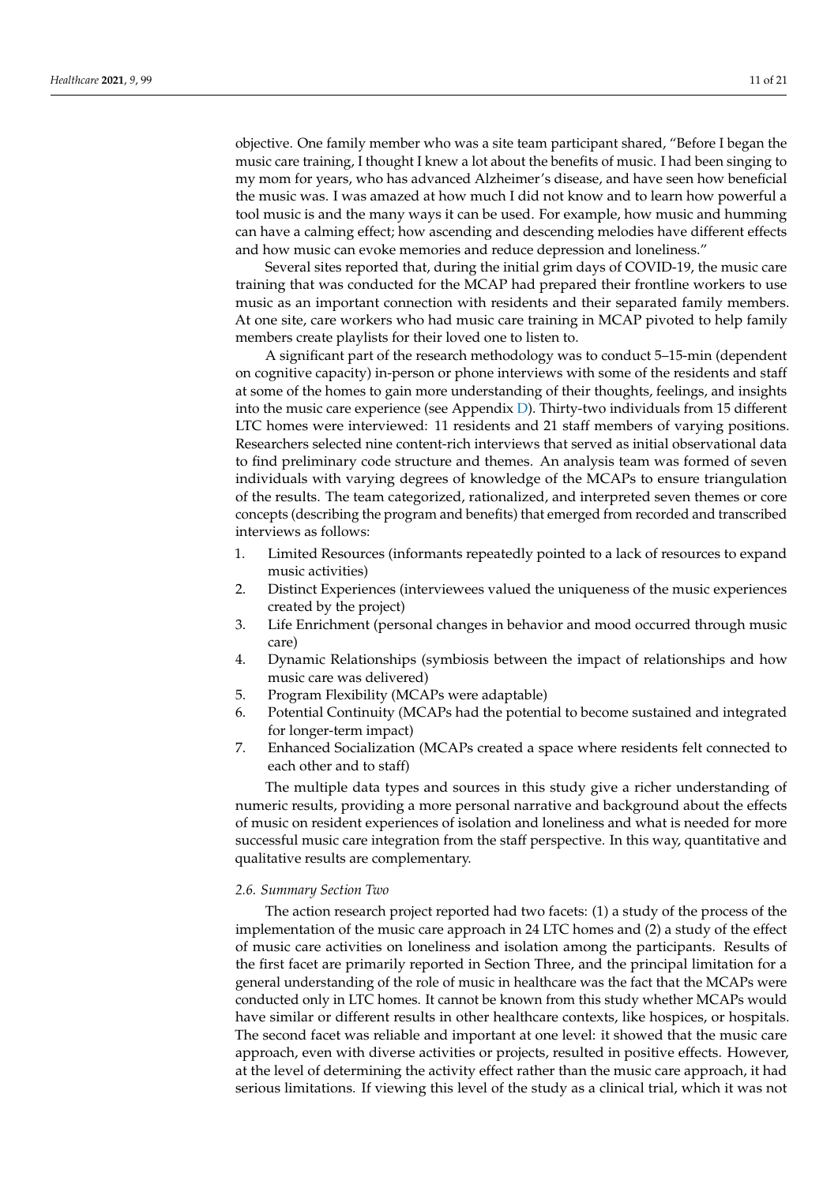objective. One family member who was a site team participant shared, "Before I began the music care training, I thought I knew a lot about the benefits of music. I had been singing to my mom for years, who has advanced Alzheimer's disease, and have seen how beneficial the music was. I was amazed at how much I did not know and to learn how powerful a tool music is and the many ways it can be used. For example, how music and humming can have a calming effect; how ascending and descending melodies have different effects and how music can evoke memories and reduce depression and loneliness."

Several sites reported that, during the initial grim days of COVID-19, the music care training that was conducted for the MCAP had prepared their frontline workers to use music as an important connection with residents and their separated family members. At one site, care workers who had music care training in MCAP pivoted to help family members create playlists for their loved one to listen to.

A significant part of the research methodology was to conduct 5–15-min (dependent on cognitive capacity) in-person or phone interviews with some of the residents and staff at some of the homes to gain more understanding of their thoughts, feelings, and insights into the music care experience (see Appendix D). Thirty-two individuals from 15 different LTC homes were interviewed: 11 residents and 21 staff members of varying positions. Researchers selected nine content-rich interviews that served as initial observational data to find preliminary code structure and themes. An analysis team was formed of seven individuals with varying degrees of knowledge of the MCAPs to ensure triangulation of the results. The team categorized, rationalized, and interpreted seven themes or core concepts (describing the program and benefits) that emerged from recorded and transcribed interviews as follows:

1. Limited Resources (informants repeatedly pointed to a lack of resources to expand music activities)
2. Distinct Experiences (interviewees valued the uniqueness of the music experiences created by the project)
3. Life Enrichment (personal changes in behavior and mood occurred through music care)
4. Dynamic Relationships (symbiosis between the impact of relationships and how music care was delivered)
5. Program Flexibility (MCAPs were adaptable)
6. Potential Continuity (MCAPs had the potential to become sustained and integrated for longer-term impact)
7. Enhanced Socialization (MCAPs created a space where residents felt connected to each other and to staff)

The multiple data types and sources in this study give a richer understanding of numeric results, providing a more personal narrative and background about the effects of music on resident experiences of isolation and loneliness and what is needed for more successful music care integration from the staff perspective. In this way, quantitative and qualitative results are complementary.

### *2.6. Summary Section Two*

The action research project reported had two facets: (1) a study of the process of the implementation of the music care approach in 24 LTC homes and (2) a study of the effect of music care activities on loneliness and isolation among the participants. Results of the first facet are primarily reported in Section Three, and the principal limitation for a general understanding of the role of music in healthcare was the fact that the MCAPs were conducted only in LTC homes. It cannot be known from this study whether MCAPs would have similar or different results in other healthcare contexts, like hospices, or hospitals. The second facet was reliable and important at one level: it showed that the music care approach, even with diverse activities or projects, resulted in positive effects. However, at the level of determining the activity effect rather than the music care approach, it had serious limitations. If viewing this level of the study as a clinical trial, which it was not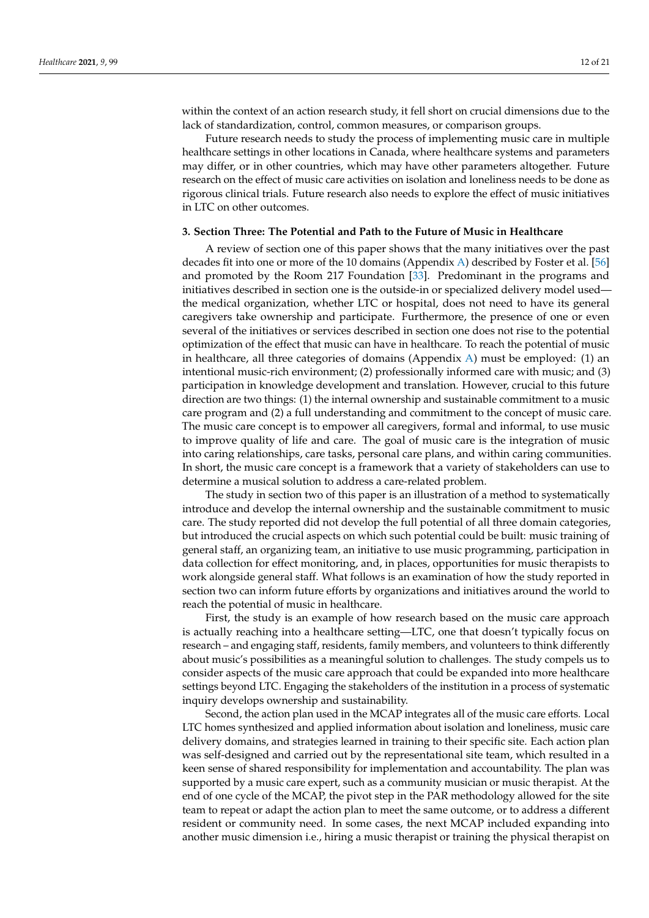within the context of an action research study, it fell short on crucial dimensions due to the lack of standardization, control, common measures, or comparison groups.

Future research needs to study the process of implementing music care in multiple healthcare settings in other locations in Canada, where healthcare systems and parameters may differ, or in other countries, which may have other parameters altogether. Future research on the effect of music care activities on isolation and loneliness needs to be done as rigorous clinical trials. Future research also needs to explore the effect of music initiatives in LTC on other outcomes.

## 3. Section Three: The Potential and Path to the Future of Music in Healthcare

A review of section one of this paper shows that the many initiatives over the past decades fit into one or more of the 10 domains (Appendix A) described by Foster et al. [56] and promoted by the Room 217 Foundation [33]. Predominant in the programs and initiatives described in section one is the outside-in or specialized delivery model used—the medical organization, whether LTC or hospital, does not need to have its general caregivers take ownership and participate. Furthermore, the presence of one or even several of the initiatives or services described in section one does not rise to the potential optimization of the effect that music can have in healthcare. To reach the potential of music in healthcare, all three categories of domains (Appendix A) must be employed: (1) an intentional music-rich environment; (2) professionally informed care with music; and (3) participation in knowledge development and translation. However, crucial to this future direction are two things: (1) the internal ownership and sustainable commitment to a music care program and (2) a full understanding and commitment to the concept of music care. The music care concept is to empower all caregivers, formal and informal, to use music to improve quality of life and care. The goal of music care is the integration of music into caring relationships, care tasks, personal care plans, and within caring communities. In short, the music care concept is a framework that a variety of stakeholders can use to determine a musical solution to address a care-related problem.

The study in section two of this paper is an illustration of a method to systematically introduce and develop the internal ownership and the sustainable commitment to music care. The study reported did not develop the full potential of all three domain categories, but introduced the crucial aspects on which such potential could be built: music training of general staff, an organizing team, an initiative to use music programming, participation in data collection for effect monitoring, and, in places, opportunities for music therapists to work alongside general staff. What follows is an examination of how the study reported in section two can inform future efforts by organizations and initiatives around the world to reach the potential of music in healthcare.

First, the study is an example of how research based on the music care approach is actually reaching into a healthcare setting—LTC, one that doesn't typically focus on research – and engaging staff, residents, family members, and volunteers to think differently about music's possibilities as a meaningful solution to challenges. The study compels us to consider aspects of the music care approach that could be expanded into more healthcare settings beyond LTC. Engaging the stakeholders of the institution in a process of systematic inquiry develops ownership and sustainability.

Second, the action plan used in the MCAP integrates all of the music care efforts. Local LTC homes synthesized and applied information about isolation and loneliness, music care delivery domains, and strategies learned in training to their specific site. Each action plan was self-designed and carried out by the representational site team, which resulted in a keen sense of shared responsibility for implementation and accountability. The plan was supported by a music care expert, such as a community musician or music therapist. At the end of one cycle of the MCAP, the pivot step in the PAR methodology allowed for the site team to repeat or adapt the action plan to meet the same outcome, or to address a different resident or community need. In some cases, the next MCAP included expanding into another music dimension i.e., hiring a music therapist or training the physical therapist on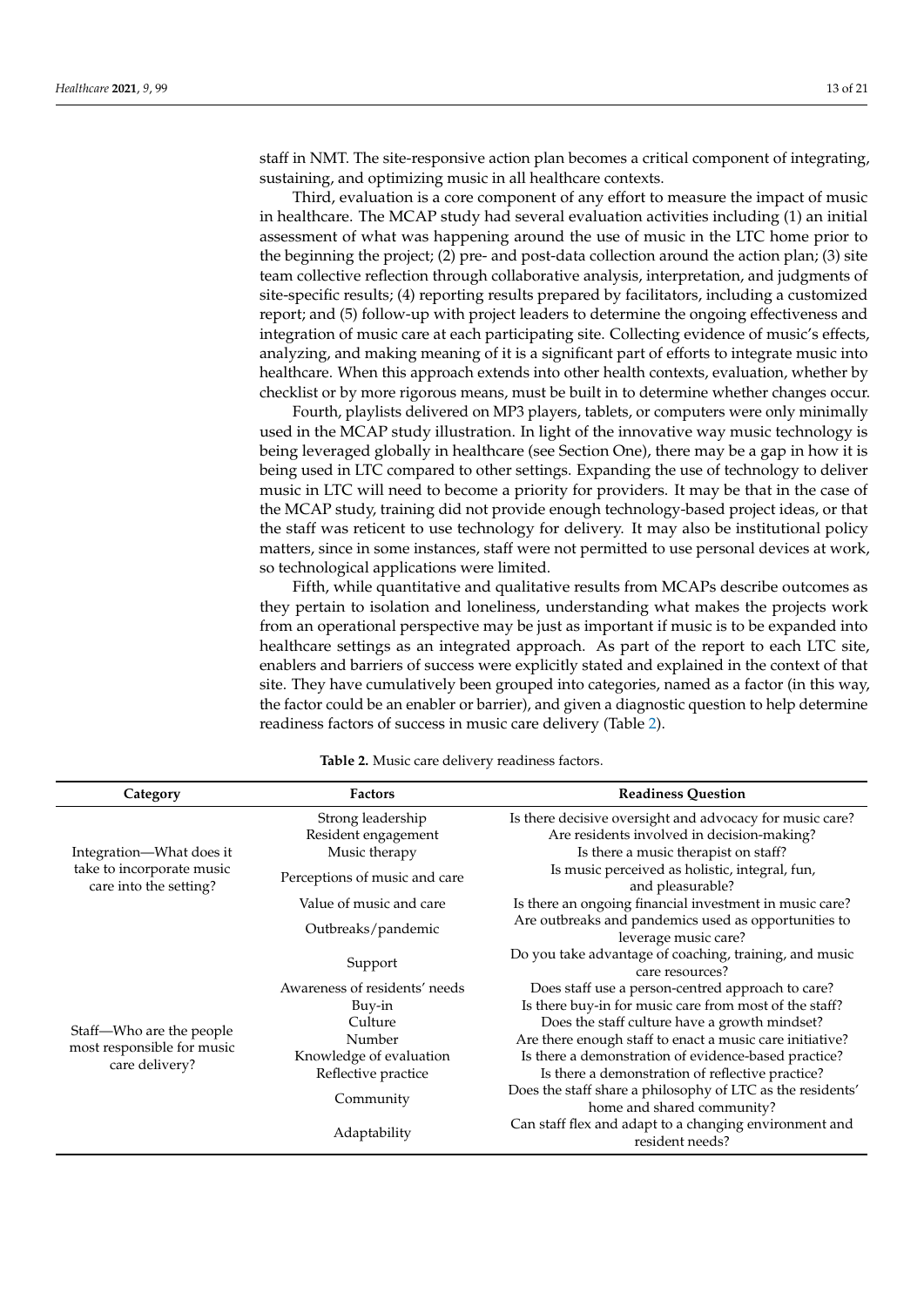staff in NMT. The site-responsive action plan becomes a critical component of integrating, sustaining, and optimizing music in all healthcare contexts.

Third, evaluation is a core component of any effort to measure the impact of music in healthcare. The MCAP study had several evaluation activities including (1) an initial assessment of what was happening around the use of music in the LTC home prior to the beginning the project; (2) pre- and post-data collection around the action plan; (3) site team collective reflection through collaborative analysis, interpretation, and judgments of site-specific results; (4) reporting results prepared by facilitators, including a customized report; and (5) follow-up with project leaders to determine the ongoing effectiveness and integration of music care at each participating site. Collecting evidence of music's effects, analyzing, and making meaning of it is a significant part of efforts to integrate music into healthcare. When this approach extends into other health contexts, evaluation, whether by checklist or by more rigorous means, must be built in to determine whether changes occur.

Fourth, playlists delivered on MP3 players, tablets, or computers were only minimally used in the MCAP study illustration. In light of the innovative way music technology is being leveraged globally in healthcare (see Section One), there may be a gap in how it is being used in LTC compared to other settings. Expanding the use of technology to deliver music in LTC will need to become a priority for providers. It may be that in the case of the MCAP study, training did not provide enough technology-based project ideas, or that the staff was reticent to use technology for delivery. It may also be institutional policy matters, since in some instances, staff were not permitted to use personal devices at work, so technological applications were limited.

Fifth, while quantitative and qualitative results from MCAPs describe outcomes as they pertain to isolation and loneliness, understanding what makes the projects work from an operational perspective may be just as important if music is to be expanded into healthcare settings as an integrated approach. As part of the report to each LTC site, enablers and barriers of success were explicitly stated and explained in the context of that site. They have cumulatively been grouped into categories, named as a factor (in this way, the factor could be an enabler or barrier), and given a diagnostic question to help determine readiness factors of success in music care delivery (Table 2).

**Table 2.** Music care delivery readiness factors.

| Category | Factors | Readiness Question |
|---|---|---|
| Integration—What does it take to incorporate music care into the setting? | Strong leadership | Is there decisive oversight and advocacy for music care? |
| | Resident engagement | Are residents involved in decision-making? |
| | Music therapy | Is there a music therapist on staff? |
| | Perceptions of music and care | Is music perceived as holistic, integral, fun, and pleasurable? |
| | Value of music and care | Is there an ongoing financial investment in music care? |
| | Outbreaks/pandemic | Are outbreaks and pandemics used as opportunities to leverage music care? |
| Staff—Who are the people most responsible for music care delivery? | Support | Do you take advantage of coaching, training, and music care resources? |
| | Awareness of residents' needs | Does staff use a person-centred approach to care? |
| | Buy-in | Is there buy-in for music care from most of the staff? |
| | Culture | Does the staff culture have a growth mindset? |
| | Number | Are there enough staff to enact a music care initiative? |
| | Knowledge of evaluation | Is there a demonstration of evidence-based practice? |
| | Reflective practice | Is there a demonstration of reflective practice? |
| | Community | Does the staff share a philosophy of LTC as the residents' home and shared community? |
| | Adaptability | Can staff flex and adapt to a changing environment and resident needs? |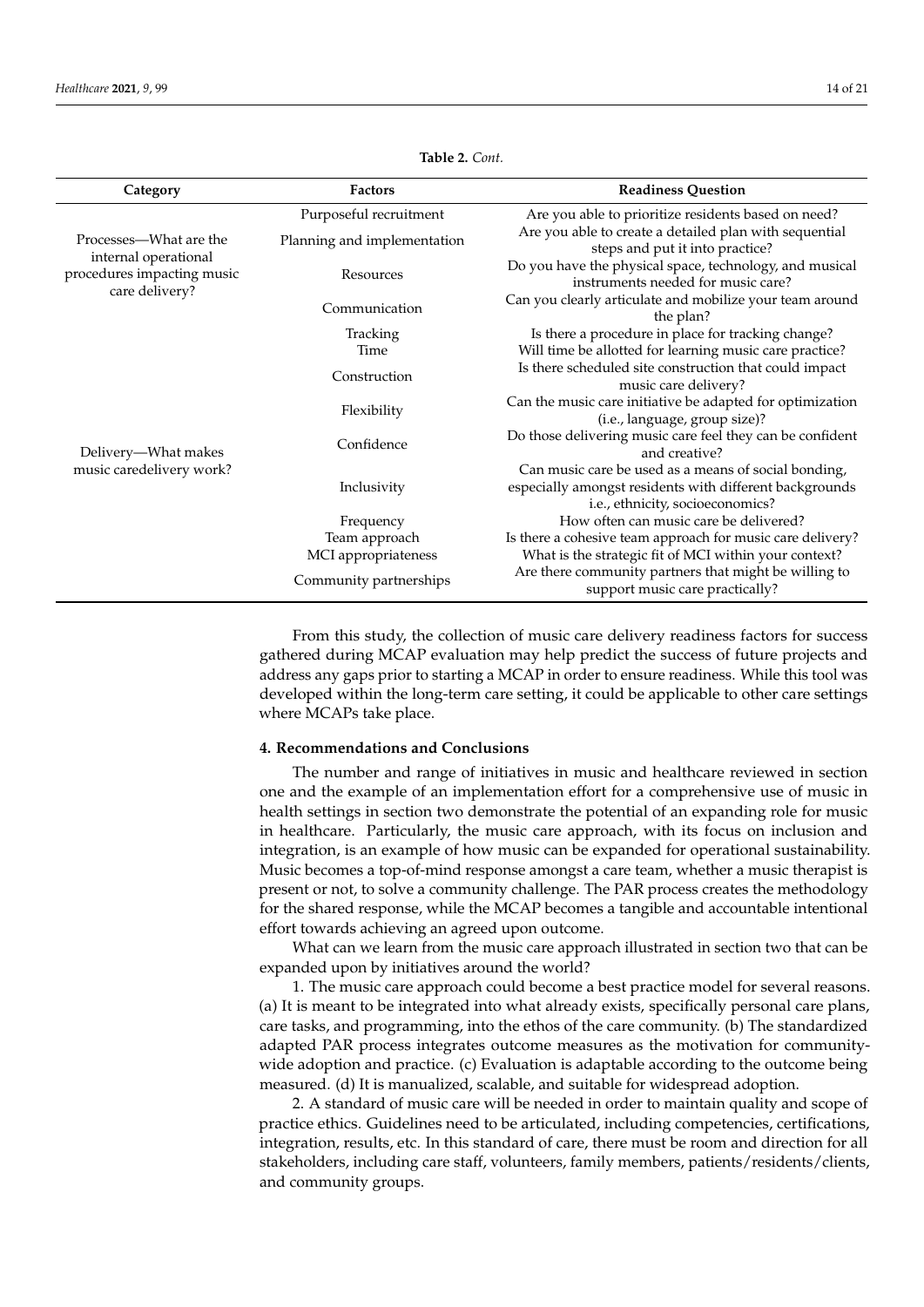**Table 2.** *Cont.*

| Category | Factors | Readiness Question |
| --- | --- | --- |
| Processes—What are the internal operational procedures impacting music care delivery? | Purposeful recruitment | Are you able to prioritize residents based on need? |
| | Planning and implementation | Are you able to create a detailed plan with sequential steps and put it into practice? |
| | Resources | Do you have the physical space, technology, and musical instruments needed for music care? |
| | Communication | Can you clearly articulate and mobilize your team around the plan? |
| | Tracking | Is there a procedure in place for tracking change? |
| Delivery—What makes music caredelivery work? | Time | Will time be allotted for learning music care practice? |
| | Construction | Is there scheduled site construction that could impact music care delivery? |
| | Flexibility | Can the music care initiative be adapted for optimization (i.e., language, group size)? |
| | Confidence | Do those delivering music care feel they can be confident and creative? |
| | Inclusivity | Can music care be used as a means of social bonding, especially amongst residents with different backgrounds i.e., ethnicity, socioeconomics? |
| | Frequency | How often can music care be delivered? |
| | Team approach | Is there a cohesive team approach for music care delivery? |
| | MCI appropriateness | What is the strategic fit of MCI within your context? |
| | Community partnerships | Are there community partners that might be willing to support music care practically? |

From this study, the collection of music care delivery readiness factors for success gathered during MCAP evaluation may help predict the success of future projects and address any gaps prior to starting a MCAP in order to ensure readiness. While this tool was developed within the long-term care setting, it could be applicable to other care settings where MCAPs take place.

## 4. Recommendations and Conclusions

The number and range of initiatives in music and healthcare reviewed in section one and the example of an implementation effort for a comprehensive use of music in health settings in section two demonstrate the potential of an expanding role for music in healthcare. Particularly, the music care approach, with its focus on inclusion and integration, is an example of how music can be expanded for operational sustainability. Music becomes a top-of-mind response amongst a care team, whether a music therapist is present or not, to solve a community challenge. The PAR process creates the methodology for the shared response, while the MCAP becomes a tangible and accountable intentional effort towards achieving an agreed upon outcome.

What can we learn from the music care approach illustrated in section two that can be expanded upon by initiatives around the world?

1. The music care approach could become a best practice model for several reasons. (a) It is meant to be integrated into what already exists, specifically personal care plans, care tasks, and programming, into the ethos of the care community. (b) The standardized adapted PAR process integrates outcome measures as the motivation for community-wide adoption and practice. (c) Evaluation is adaptable according to the outcome being measured. (d) It is manualized, scalable, and suitable for widespread adoption.

2. A standard of music care will be needed in order to maintain quality and scope of practice ethics. Guidelines need to be articulated, including competencies, certifications, integration, results, etc. In this standard of care, there must be room and direction for all stakeholders, including care staff, volunteers, family members, patients/residents/clients, and community groups.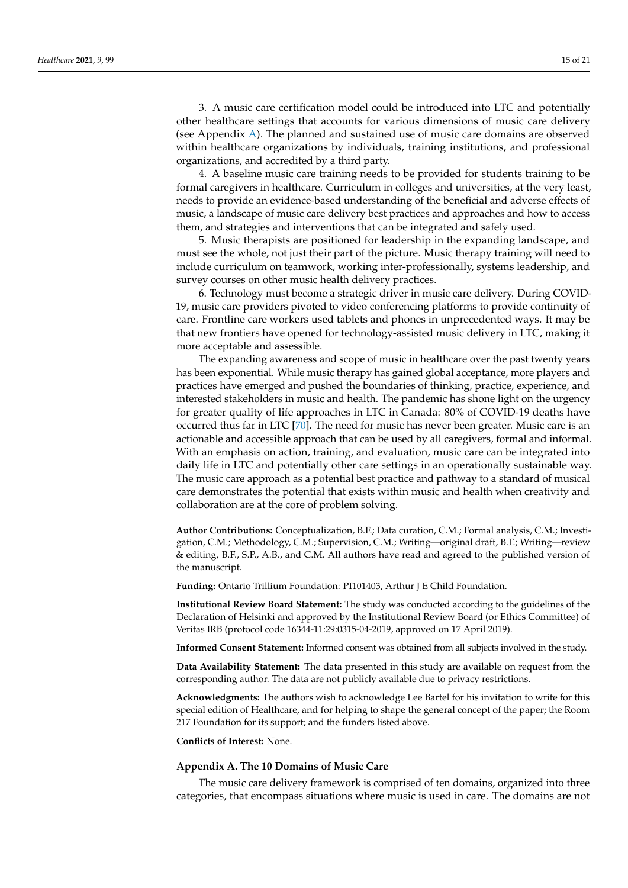3. A music care certification model could be introduced into LTC and potentially other healthcare settings that accounts for various dimensions of music care delivery (see Appendix A). The planned and sustained use of music care domains are observed within healthcare organizations by individuals, training institutions, and professional organizations, and accredited by a third party.

4. A baseline music care training needs to be provided for students training to be formal caregivers in healthcare. Curriculum in colleges and universities, at the very least, needs to provide an evidence-based understanding of the beneficial and adverse effects of music, a landscape of music care delivery best practices and approaches and how to access them, and strategies and interventions that can be integrated and safely used.

5. Music therapists are positioned for leadership in the expanding landscape, and must see the whole, not just their part of the picture. Music therapy training will need to include curriculum on teamwork, working inter-professionally, systems leadership, and survey courses on other music health delivery practices.

6. Technology must become a strategic driver in music care delivery. During COVID-19, music care providers pivoted to video conferencing platforms to provide continuity of care. Frontline care workers used tablets and phones in unprecedented ways. It may be that new frontiers have opened for technology-assisted music delivery in LTC, making it more acceptable and assessible.

The expanding awareness and scope of music in healthcare over the past twenty years has been exponential. While music therapy has gained global acceptance, more players and practices have emerged and pushed the boundaries of thinking, practice, experience, and interested stakeholders in music and health. The pandemic has shone light on the urgency for greater quality of life approaches in LTC in Canada: 80% of COVID-19 deaths have occurred thus far in LTC [70]. The need for music has never been greater. Music care is an actionable and accessible approach that can be used by all caregivers, formal and informal. With an emphasis on action, training, and evaluation, music care can be integrated into daily life in LTC and potentially other care settings in an operationally sustainable way. The music care approach as a potential best practice and pathway to a standard of musical care demonstrates the potential that exists within music and health when creativity and collaboration are at the core of problem solving.

**Author Contributions:** Conceptualization, B.F.; Data curation, C.M.; Formal analysis, C.M.; Investigation, C.M.; Methodology, C.M.; Supervision, C.M.; Writing—original draft, B.F.; Writing—review & editing, B.F., S.P., A.B., and C.M. All authors have read and agreed to the published version of the manuscript.

**Funding:** Ontario Trillium Foundation: PI101403, Arthur J E Child Foundation.

**Institutional Review Board Statement:** The study was conducted according to the guidelines of the Declaration of Helsinki and approved by the Institutional Review Board (or Ethics Committee) of Veritas IRB (protocol code 16344-11:29:0315-04-2019, approved on 17 April 2019).

**Informed Consent Statement:** Informed consent was obtained from all subjects involved in the study.

**Data Availability Statement:** The data presented in this study are available on request from the corresponding author. The data are not publicly available due to privacy restrictions.

**Acknowledgments:** The authors wish to acknowledge Lee Bartel for his invitation to write for this special edition of Healthcare, and for helping to shape the general concept of the paper; the Room 217 Foundation for its support; and the funders listed above.

**Conflicts of Interest:** None.

## Appendix A. The 10 Domains of Music Care

The music care delivery framework is comprised of ten domains, organized into three categories, that encompass situations where music is used in care. The domains are not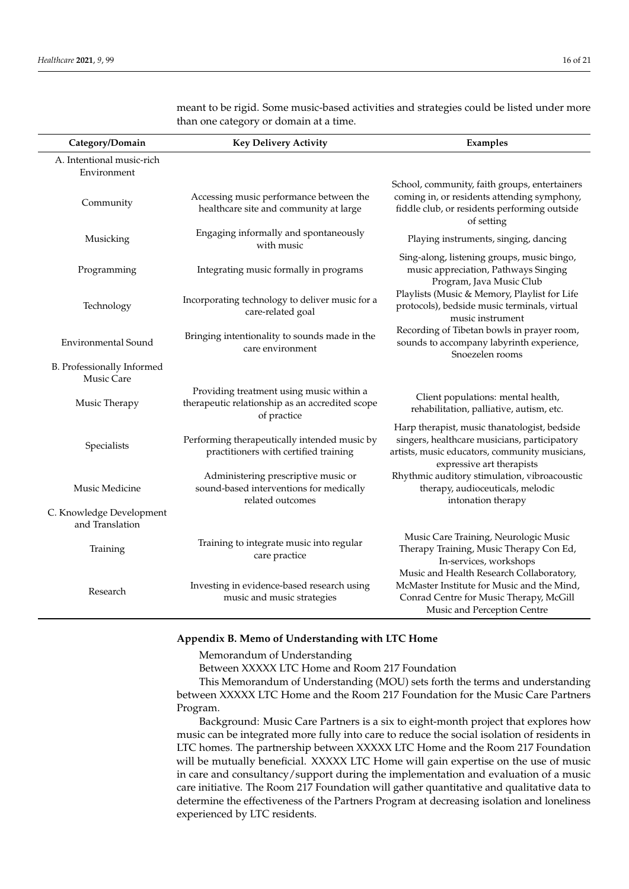meant to be rigid. Some music-based activities and strategies could be listed under more than one category or domain at a time.

| Category/Domain | Key Delivery Activity | Examples |
|---|---|---|
| A. Intentional music-rich Environment | | |
| Community | Accessing music performance between the healthcare site and community at large | School, community, faith groups, entertainers coming in, or residents attending symphony, fiddle club, or residents performing outside of setting |
| Musicking | Engaging informally and spontaneously with music | Playing instruments, singing, dancing |
| Programming | Integrating music formally in programs | Sing-along, listening groups, music bingo, music appreciation, Pathways Singing Program, Java Music Club |
| Technology | Incorporating technology to deliver music for a care-related goal | Playlists (Music & Memory, Playlist for Life protocols), bedside music terminals, virtual music instrument |
| Environmental Sound | Bringing intentionality to sounds made in the care environment | Recording of Tibetan bowls in prayer room, sounds to accompany labyrinth experience, Snoezelen rooms |
| B. Professionally Informed Music Care | | |
| Music Therapy | Providing treatment using music within a therapeutic relationship as an accredited scope of practice | Client populations: mental health, rehabilitation, palliative, autism, etc. |
| Specialists | Performing therapeutically intended music by practitioners with certified training | Harp therapist, music thanatologist, bedside singers, healthcare musicians, participatory artists, music educators, community musicians, expressive art therapists |
| Music Medicine | Administering prescriptive music or sound-based interventions for medically related outcomes | Rhythmic auditory stimulation, vibroacoustic therapy, audioceuticals, melodic intonation therapy |
| C. Knowledge Development and Translation | | |
| Training | Training to integrate music into regular care practice | Music Care Training, Neurologic Music Therapy Training, Music Therapy Con Ed, In-services, workshops |
| Research | Investing in evidence-based research using music and music strategies | Music and Health Research Collaboratory, McMaster Institute for Music and the Mind, Conrad Centre for Music Therapy, McGill Music and Perception Centre |

## Appendix B. Memo of Understanding with LTC Home

Memorandum of Understanding

Between XXXXX LTC Home and Room 217 Foundation

This Memorandum of Understanding (MOU) sets forth the terms and understanding between XXXXX LTC Home and the Room 217 Foundation for the Music Care Partners Program.

Background: Music Care Partners is a six to eight-month project that explores how music can be integrated more fully into care to reduce the social isolation of residents in LTC homes. The partnership between XXXXX LTC Home and the Room 217 Foundation will be mutually beneficial. XXXXX LTC Home will gain expertise on the use of music in care and consultancy/support during the implementation and evaluation of a music care initiative. The Room 217 Foundation will gather quantitative and qualitative data to determine the effectiveness of the Partners Program at decreasing isolation and loneliness experienced by LTC residents.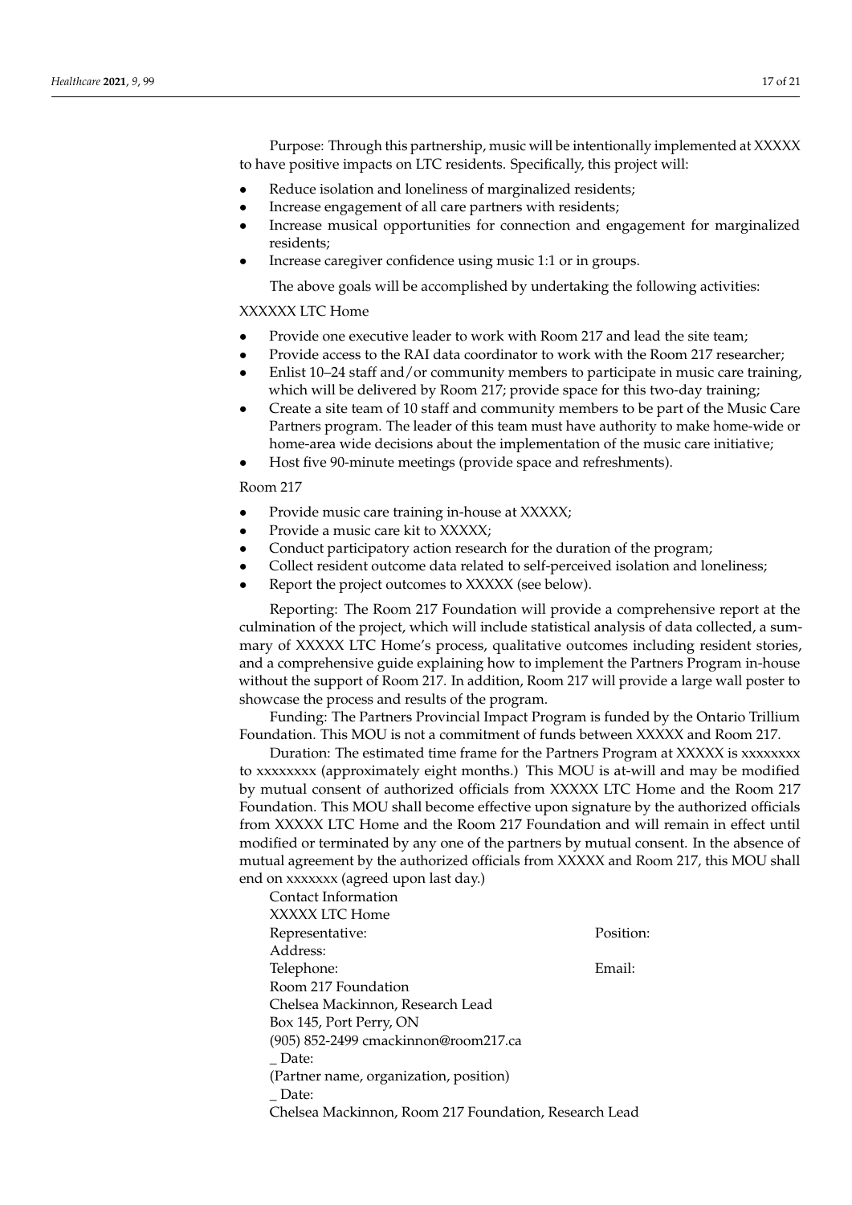Purpose: Through this partnership, music will be intentionally implemented at XXXXX to have positive impacts on LTC residents. Specifically, this project will:

- Reduce isolation and loneliness of marginalized residents;
- Increase engagement of all care partners with residents;
- Increase musical opportunities for connection and engagement for marginalized residents;
- Increase caregiver confidence using music 1:1 or in groups.

The above goals will be accomplished by undertaking the following activities:

XXXXXX LTC Home

- Provide one executive leader to work with Room 217 and lead the site team;
- Provide access to the RAI data coordinator to work with the Room 217 researcher;
- Enlist 10–24 staff and/or community members to participate in music care training, which will be delivered by Room 217; provide space for this two-day training;
- Create a site team of 10 staff and community members to be part of the Music Care Partners program. The leader of this team must have authority to make home-wide or home-area wide decisions about the implementation of the music care initiative;
- Host five 90-minute meetings (provide space and refreshments).

Room 217

- Provide music care training in-house at XXXXX;
- Provide a music care kit to XXXXX;
- Conduct participatory action research for the duration of the program;
- Collect resident outcome data related to self-perceived isolation and loneliness;
- Report the project outcomes to XXXXX (see below).

Reporting: The Room 217 Foundation will provide a comprehensive report at the culmination of the project, which will include statistical analysis of data collected, a summary of XXXXX LTC Home's process, qualitative outcomes including resident stories, and a comprehensive guide explaining how to implement the Partners Program in-house without the support of Room 217. In addition, Room 217 will provide a large wall poster to showcase the process and results of the program.

Funding: The Partners Provincial Impact Program is funded by the Ontario Trillium Foundation. This MOU is not a commitment of funds between XXXXX and Room 217.

Duration: The estimated time frame for the Partners Program at XXXXX is xxxxxxxx to xxxxxxxx (approximately eight months.) This MOU is at-will and may be modified by mutual consent of authorized officials from XXXXX LTC Home and the Room 217 Foundation. This MOU shall become effective upon signature by the authorized officials from XXXXX LTC Home and the Room 217 Foundation and will remain in effect until modified or terminated by any one of the partners by mutual consent. In the absence of mutual agreement by the authorized officials from XXXXX and Room 217, this MOU shall end on xxxxxxx (agreed upon last day.)

Contact Information
XXXXX LTC Home
Representative: Position:
Address:
Telephone: Email:
Room 217 Foundation
Chelsea Mackinnon, Research Lead
Box 145, Port Perry, ON
(905) 852-2499 cmackinnon@room217.ca
_ Date:
(Partner name, organization, position)
_ Date:
Chelsea Mackinnon, Room 217 Foundation, Research Lead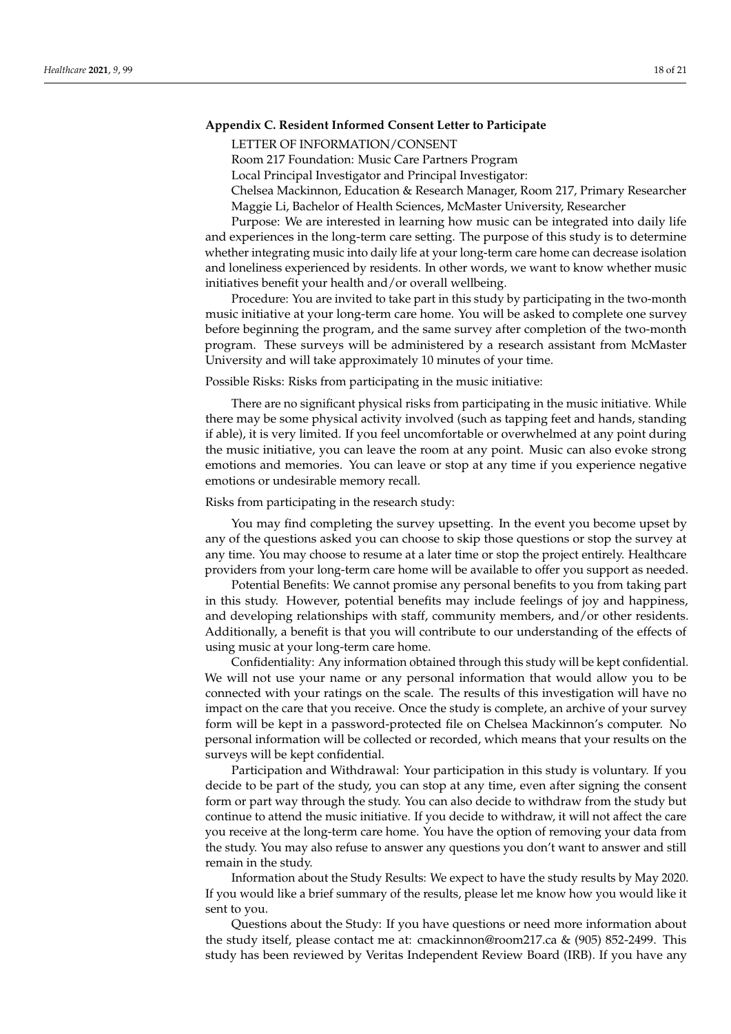### Appendix C. Resident Informed Consent Letter to Participate

LETTER OF INFORMATION/CONSENT

Room 217 Foundation: Music Care Partners Program

Local Principal Investigator and Principal Investigator:

Chelsea Mackinnon, Education & Research Manager, Room 217, Primary Researcher

Maggie Li, Bachelor of Health Sciences, McMaster University, Researcher

Purpose: We are interested in learning how music can be integrated into daily life and experiences in the long-term care setting. The purpose of this study is to determine whether integrating music into daily life at your long-term care home can decrease isolation and loneliness experienced by residents. In other words, we want to know whether music initiatives benefit your health and/or overall wellbeing.

Procedure: You are invited to take part in this study by participating in the two-month music initiative at your long-term care home. You will be asked to complete one survey before beginning the program, and the same survey after completion of the two-month program. These surveys will be administered by a research assistant from McMaster University and will take approximately 10 minutes of your time.

Possible Risks: Risks from participating in the music initiative:

There are no significant physical risks from participating in the music initiative. While there may be some physical activity involved (such as tapping feet and hands, standing if able), it is very limited. If you feel uncomfortable or overwhelmed at any point during the music initiative, you can leave the room at any point. Music can also evoke strong emotions and memories. You can leave or stop at any time if you experience negative emotions or undesirable memory recall.

Risks from participating in the research study:

You may find completing the survey upsetting. In the event you become upset by any of the questions asked you can choose to skip those questions or stop the survey at any time. You may choose to resume at a later time or stop the project entirely. Healthcare providers from your long-term care home will be available to offer you support as needed.

Potential Benefits: We cannot promise any personal benefits to you from taking part in this study. However, potential benefits may include feelings of joy and happiness, and developing relationships with staff, community members, and/or other residents. Additionally, a benefit is that you will contribute to our understanding of the effects of using music at your long-term care home.

Confidentiality: Any information obtained through this study will be kept confidential. We will not use your name or any personal information that would allow you to be connected with your ratings on the scale. The results of this investigation will have no impact on the care that you receive. Once the study is complete, an archive of your survey form will be kept in a password-protected file on Chelsea Mackinnon's computer. No personal information will be collected or recorded, which means that your results on the surveys will be kept confidential.

Participation and Withdrawal: Your participation in this study is voluntary. If you decide to be part of the study, you can stop at any time, even after signing the consent form or part way through the study. You can also decide to withdraw from the study but continue to attend the music initiative. If you decide to withdraw, it will not affect the care you receive at the long-term care home. You have the option of removing your data from the study. You may also refuse to answer any questions you don't want to answer and still remain in the study.

Information about the Study Results: We expect to have the study results by May 2020. If you would like a brief summary of the results, please let me know how you would like it sent to you.

Questions about the Study: If you have questions or need more information about the study itself, please contact me at: cmackinnon@room217.ca & (905) 852-2499. This study has been reviewed by Veritas Independent Review Board (IRB). If you have any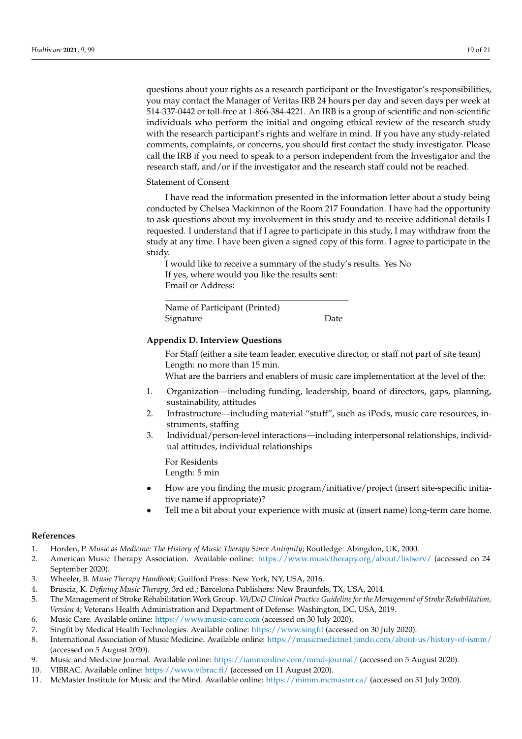questions about your rights as a research participant or the Investigator's responsibilities, you may contact the Manager of Veritas IRB 24 hours per day and seven days per week at 514-337-0442 or toll-free at 1-866-384-4221. An IRB is a group of scientific and non-scientific individuals who perform the initial and ongoing ethical review of the research study with the research participant's rights and welfare in mind. If you have any study-related comments, complaints, or concerns, you should first contact the study investigator. Please call the IRB if you need to speak to a person independent from the Investigator and the research staff, and/or if the investigator and the research staff could not be reached.

Statement of Consent

I have read the information presented in the information letter about a study being conducted by Chelsea Mackinnon of the Room 217 Foundation. I have had the opportunity to ask questions about my involvement in this study and to receive additional details I requested. I understand that if I agree to participate in this study, I may withdraw from the study at any time. I have been given a signed copy of this form. I agree to participate in the study.

I would like to receive a summary of the study's results. Yes No
If yes, where would you like the results sent:
Email or Address:

\_\_\_\_\_\_\_\_\_\_\_\_\_\_\_\_\_\_\_\_\_\_\_\_\_\_\_\_\_\_\_\_\_\_\_\_\_\_\_\_

Name of Participant (Printed)
Signature Date

## Appendix D. Interview Questions

For Staff (either a site team leader, executive director, or staff not part of site team)
Length: no more than 15 min.
What are the barriers and enablers of music care implementation at the level of the:

1. Organization—including funding, leadership, board of directors, gaps, planning, sustainability, attitudes
2. Infrastructure—including material "stuff", such as iPods, music care resources, instruments, staffing
3. Individual/person-level interactions—including interpersonal relationships, individual attitudes, individual relationships

For Residents
Length: 5 min

- How are you finding the music program/initiative/project (insert site-specific initiative name if appropriate)?
- Tell me a bit about your experience with music at (insert name) long-term care home.

## References

1. Horden, P. *Music as Medicine: The History of Music Therapy Since Antiquity*; Routledge: Abingdon, UK, 2000.
2. American Music Therapy Association. Available online: https://www.musictherapy.org/about/listserv/ (accessed on 24 September 2020).
3. Wheeler, B. *Music Therapy Handbook*; Guilford Press: New York, NY, USA, 2016.
4. Bruscia, K. *Defining Music Therapy*, 3rd ed.; Barcelona Publishers: New Braunfels, TX, USA, 2014.
5. The Management of Stroke Rehabilitation Work Group. *VA/DoD Clinical Practice Guideline for the Management of Stroke Rehabilitation, Version 4*; Veterans Health Administration and Department of Defense: Washington, DC, USA, 2019.
6. Music Care. Available online: https://www.music-care.com (accessed on 30 July 2020).
7. Singfit by Medical Health Technologies. Available online: https://www.singfit (accessed on 30 July 2020).
8. International Association of Music Medicine. Available online: https://musicmedicine1.jimdo.com/about-us/history-of-ismm/ (accessed on 5 August 2020).
9. Music and Medicine Journal. Available online: https://iammonline.com/mmd-journal/ (accessed on 5 August 2020).
10. VIBRAC. Available online: https://www.vibrac.fi/ (accessed on 11 August 2020).
11. McMaster Institute for Music and the Mind. Available online: https://mimm.mcmaster.ca/ (accessed on 31 July 2020).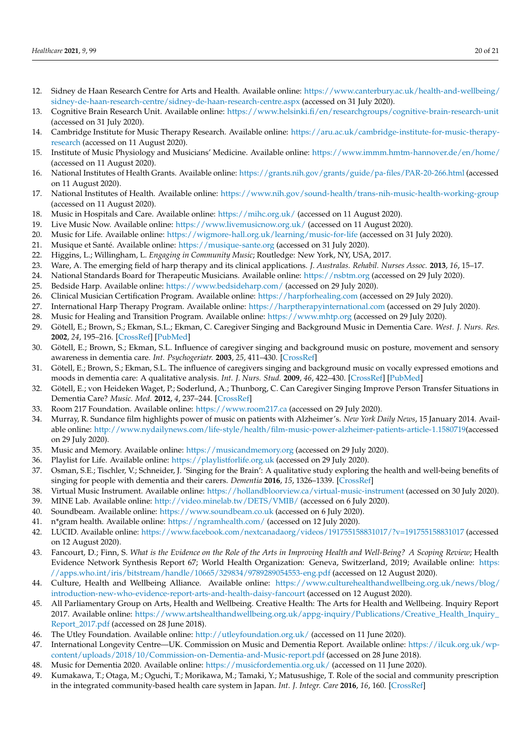12. Sidney de Haan Research Centre for Arts and Health. Available online: https://www.canterbury.ac.uk/health-and-wellbeing/sidney-de-haan-research-centre/sidney-de-haan-research-centre.aspx (accessed on 31 July 2020).
13. Cognitive Brain Research Unit. Available online: https://www.helsinki.fi/en/researchgroups/cognitive-brain-research-unit (accessed on 31 July 2020).
14. Cambridge Institute for Music Therapy Research. Available online: https://aru.ac.uk/cambridge-institute-for-music-therapy-research (accessed on 11 August 2020).
15. Institute of Music Physiology and Musicians' Medicine. Available online: https://www.immm.hmtm-hannover.de/en/home/ (accessed on 11 August 2020).
16. National Institutes of Health Grants. Available online: https://grants.nih.gov/grants/guide/pa-files/PAR-20-266.html (accessed on 11 August 2020).
17. National Institutes of Health. Available online: https://www.nih.gov/sound-health/trans-nih-music-health-working-group (accessed on 11 August 2020).
18. Music in Hospitals and Care. Available online: https://mihc.org.uk/ (accessed on 11 August 2020).
19. Live Music Now. Available online: https://www.livemusicnow.org.uk/ (accessed on 11 August 2020).
20. Music for Life. Available online: https://wigmore-hall.org.uk/learning/music-for-life (accessed on 31 July 2020).
21. Musique et Santé. Available online: https://musique-sante.org (accessed on 31 July 2020).
22. Higgins, L.; Willingham, L. *Engaging in Community Music*; Routledge: New York, NY, USA, 2017.
23. Ware, A. The emerging field of harp therapy and its clinical applications. *J. Australas. Rehabil. Nurses Assoc.* **2013**, *16*, 15–17.
24. National Standards Board for Therapeutic Musicians. Available online: https://nsbtm.org (accessed on 29 July 2020).
25. Bedside Harp. Available online: https://www.bedsideharp.com/ (accessed on 29 July 2020).
26. Clinical Musician Certification Program. Available online: https://harpforhealing.com (accessed on 29 July 2020).
27. International Harp Therapy Program. Available online: https://harptherapyinternational.com (accessed on 29 July 2020).
28. Music for Healing and Transition Program. Available online: https://www.mhtp.org (accessed on 29 July 2020).
29. Götell, E.; Brown, S.; Ekman, S.L.; Ekman, C. Caregiver Singing and Background Music in Dementia Care. *West. J. Nurs. Res.* **2002**, *24*, 195–216. [CrossRef] [PubMed]
30. Götell, E.; Brown, S.; Ekman, S.L. Influence of caregiver singing and background music on posture, movement and sensory awareness in dementia care. *Int. Psychogeriatr.* **2003**, *25*, 411–430. [CrossRef]
31. Götell, E.; Brown, S.; Ekman, S.L. The influence of caregivers singing and background music on vocally expressed emotions and moods in dementia care: A qualitative analysis. *Int. J. Nurs. Stud.* **2009**, *46*, 422–430. [CrossRef] [PubMed]
32. Götell, E.; von Heideken Waget, P.; Soderlund, A.; Thunborg, C. Can Caregiver Singing Improve Person Transfer Situations in Dementia Care? *Music. Med.* **2012**, *4*, 237–244. [CrossRef]
33. Room 217 Foundation. Available online: https://www.room217.ca (accessed on 29 July 2020).
34. Murray, R. Sundance film highlights power of music on patients with Alzheimer's. *New York Daily News*, 15 January 2014. Available online: http://www.nydailynews.com/life-style/health/film-music-power-alzheimer-patients-article-1.1580719(accessed on 29 July 2020).
35. Music and Memory. Available online: https://musicandmemory.org (accessed on 29 July 2020).
36. Playlist for Life. Available online: https://playlistforlife.org.uk (accessed on 29 July 2020).
37. Osman, S.E.; Tischler, V.; Schneider, J. 'Singing for the Brain': A qualitative study exploring the health and well-being benefits of singing for people with dementia and their carers. *Dementia* **2016**, *15*, 1326–1339. [CrossRef]
38. Virtual Music Instrument. Available online: https://hollandbloorview.ca/virtual-music-instrument (accessed on 30 July 2020).
39. MINE Lab. Available online: http://video.minelab.tw/DETS/VMIB/ (accessed on 6 July 2020).
40. Soundbeam. Available online: https://www.soundbeam.co.uk (accessed on 6 July 2020).
41. n*gram health. Available online: https://ngramhealth.com/ (accessed on 12 July 2020).
42. LUCID. Available online: https://www.facebook.com/nextcanadaorg/videos/191755158831017/?v=191755158831017 (accessed on 12 August 2020).
43. Fancourt, D.; Finn, S. *What is the Evidence on the Role of the Arts in Improving Health and Well-Being? A Scoping Review*; Health Evidence Network Synthesis Report 67; World Health Organization: Geneva, Switzerland, 2019; Available online: https://apps.who.int/iris/bitstream/handle/10665/329834/9789289054553-eng.pdf (accessed on 12 August 2020).
44. Culture, Health and Wellbeing Alliance. Available online: https://www.culturehealthandwellbeing.org.uk/news/blog/introduction-new-who-evidence-report-arts-and-health-daisy-fancourt (accessed on 12 August 2020).
45. All Parliamentary Group on Arts, Health and Wellbeing. Creative Health: The Arts for Health and Wellbeing. Inquiry Report 2017. Available online: https://www.artshealthandwellbeing.org.uk/appg-inquiry/Publications/Creative_Health_Inquiry_Report_2017.pdf (accessed on 28 June 2018).
46. The Utley Foundation. Available online: http://utleyfoundation.org.uk/ (accessed on 11 June 2020).
47. International Longevity Centre—UK. Commission on Music and Dementia Report. Available online: https://ilcuk.org.uk/wp-content/uploads/2018/10/Commission-on-Dementia-and-Music-report.pdf (accessed on 28 June 2018).
48. Music for Dementia 2020. Available online: https://musicfordementia.org.uk/ (accessed on 11 June 2020).
49. Kumakawa, T.; Otaga, M.; Oguchi, T.; Morikawa, M.; Tamaki, Y.; Matusushige, T. Role of the social and community prescription in the integrated community-based health care system in Japan. *Int. J. Integr. Care* **2016**, *16*, 160. [CrossRef]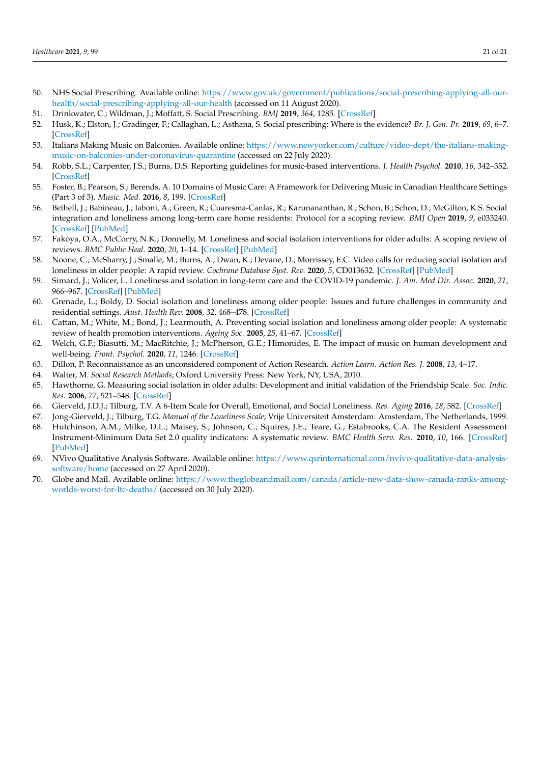50. NHS Social Prescribing. Available online: https://www.gov.uk/government/publications/social-prescribing-applying-all-our-health/social-prescribing-applying-all-our-health (accessed on 11 August 2020).
51. Drinkwater, C.; Wildman, J.; Moffatt, S. Social Prescribing. *BMJ* **2019**, *364*, 1285. [CrossRef]
52. Husk, K.; Elston, J.; Gradinger, F.; Callaghan, L.; Asthana, S. Social prescribing: Where is the evidence? *Br. J. Gen. Pr.* **2019**, *69*, 6–7. [CrossRef]
53. Italians Making Music on Balconies. Available online: https://www.newyorker.com/culture/video-dept/the-italians-making-music-on-balconies-under-coronavirus-quarantine (accessed on 22 July 2020).
54. Robb, S.L.; Carpenter, J.S.; Burns, D.S. Reporting guidelines for music-based interventions. *J. Health Psychol.* **2010**, *16*, 342–352. [CrossRef]
55. Foster, B.; Pearson, S.; Berends, A. 10 Domains of Music Care: A Framework for Delivering Music in Canadian Healthcare Settings (Part 3 of 3). *Music. Med.* **2016**, *8*, 199. [CrossRef]
56. Bethell, J.; Babineau, J.; Iaboni, A.; Green, R.; Cuaresma-Canlas, R.; Karunananthan, R.; Schon, B.; Schon, D.; McGilton, K.S. Social integration and loneliness among long-term care home residents: Protocol for a scoping review. *BMJ Open* **2019**, *9*, e033240. [CrossRef] [PubMed]
57. Fakoya, O.A.; McCorry, N.K.; Donnelly, M. Loneliness and social isolation interventions for older adults: A scoping review of reviews. *BMC Public Heal.* **2020**, *20*, 1–14. [CrossRef] [PubMed]
58. Noone, C.; McSharry, J.; Smalle, M.; Burns, A.; Dwan, K.; Devane, D.; Morrissey, E.C. Video calls for reducing social isolation and loneliness in older people: A rapid review. *Cochrane Database Syst. Rev.* **2020**, *5*, CD013632. [CrossRef] [PubMed]
59. Simard, J.; Volicer, L. Loneliness and isolation in long-term care and the COVID-19 pandemic. *J. Am. Med Dir. Assoc.* **2020**, *21*, 966–967. [CrossRef] [PubMed]
60. Grenade, L.; Boldy, D. Social isolation and loneliness among older people: Issues and future challenges in community and residential settings. *Aust. Health Rev.* **2008**, *32*, 468–478. [CrossRef]
61. Cattan, M.; White, M.; Bond, J.; Learmouth, A. Preventing social isolation and loneliness among older people: A systematic review of health promotion interventions. *Ageing Soc.* **2005**, *25*, 41–67. [CrossRef]
62. Welch, G.F.; Biasutti, M.; MacRitchie, J.; McPherson, G.E.; Himonides, E. The impact of music on human development and well-being. *Front. Psychol.* **2020**, *11*, 1246. [CrossRef]
63. Dillon, P. Reconnaissance as an unconsidered component of Action Research. *Action Learn. Action Res. J.* **2008**, *13*, 4–17.
64. Walter, M. *Social Research Methods*; Oxford University Press: New York, NY, USA, 2010.
65. Hawthorne, G. Measuring social isolation in older adults: Development and initial validation of the Friendship Scale. *Soc. Indic. Res.* **2006**, *77*, 521–548. [CrossRef]
66. Gierveld, J.D.J.; Tilburg, T.V. A 6-Item Scale for Overall, Emotional, and Social Loneliness. *Res. Aging* **2016**, *28*, 582. [CrossRef]
67. Jong-Gierveld, J.; Tilburg, T.G. *Manual of the Loneliness Scale*; Vrije Universiteit Amsterdam: Amsterdam, The Netherlands, 1999.
68. Hutchinson, A.M.; Milke, D.L.; Maisey, S.; Johnson, C.; Squires, J.E.; Teare, G.; Estabrooks, C.A. The Resident Assessment Instrument-Minimum Data Set 2.0 quality indicators: A systematic review. *BMC Health Serv. Res.* **2010**, *10*, 166. [CrossRef] [PubMed]
69. NVivo Qualitative Analysis Software. Available online: https://www.qsrinternational.com/nvivo-qualitative-data-analysis-software/home (accessed on 27 April 2020).
70. Globe and Mail. Available online: https://www.theglobeandmail.com/canada/article-new-data-show-canada-ranks-among-worlds-worst-for-ltc-deaths/ (accessed on 30 July 2020).